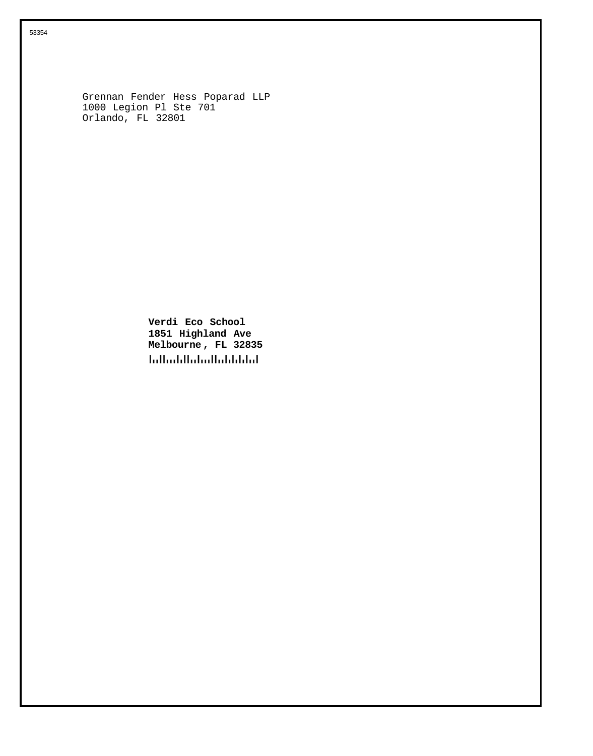53354

Grennan Fender Hess Poparad LLP
1000 Legion Pl Ste 701
Orlando, FL 32801

**Verdi Eco School**
**1851 Highland Ave**
**Melbourne , FL 32835**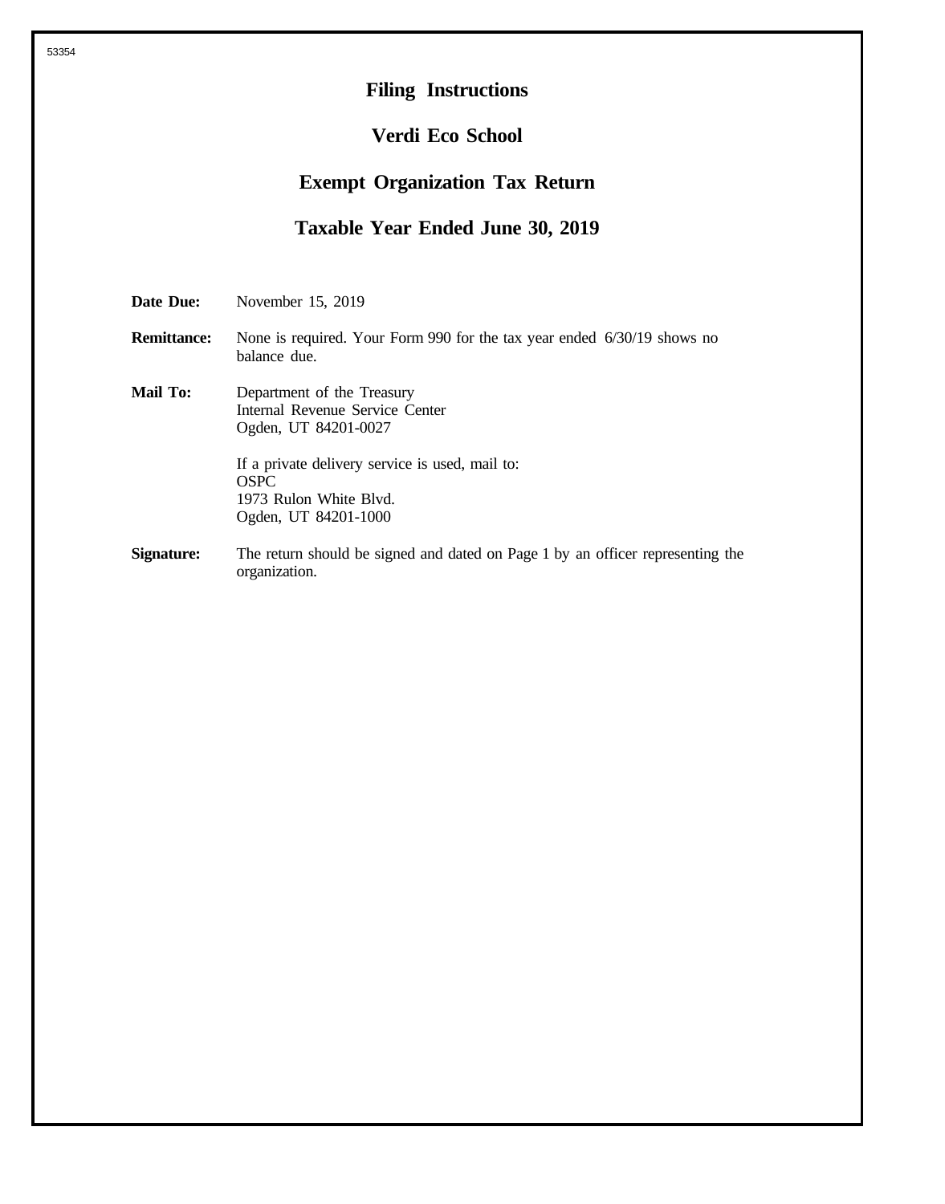# Filing Instructions

## Verdi Eco School

## Exempt Organization Tax Return

## Taxable Year Ended June 30, 2019

**Date Due:** November 15, 2019

**Remittance:** None is required. Your Form 990 for the tax year ended 6/30/19 shows no balance due.

**Mail To:** Department of the Treasury
Internal Revenue Service Center
Ogden, UT 84201-0027

If a private delivery service is used, mail to:
OSPC
1973 Rulon White Blvd.
Ogden, UT 84201-1000

**Signature:** The return should be signed and dated on Page 1 by an officer representing the organization.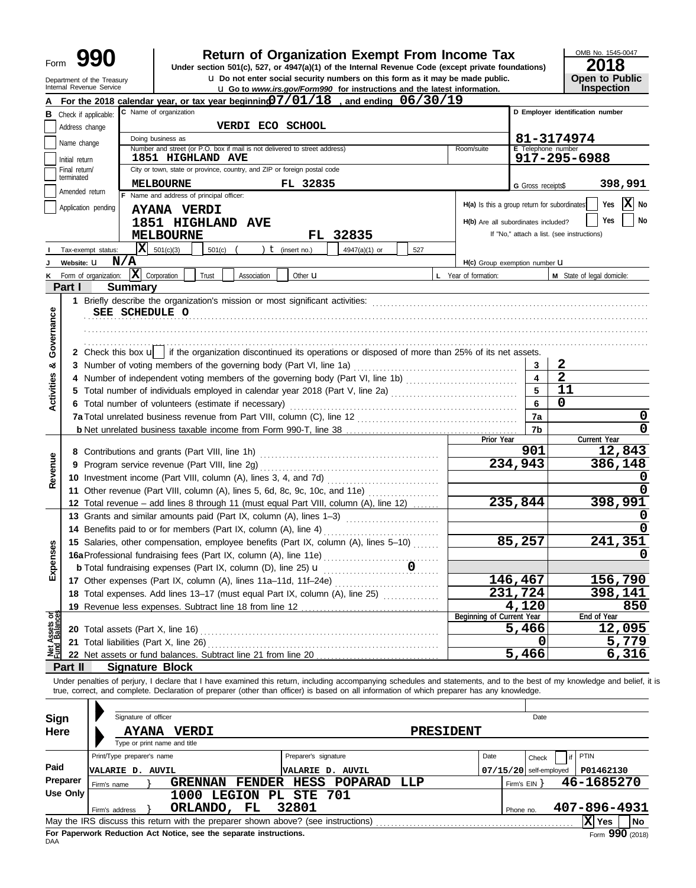Form **990** Department of the Treasury Internal Revenue Service

# Return of Organization Exempt From Income Tax

**Under section 501(c), 527, or 4947(a)(1) of the Internal Revenue Code (except private foundations)**

u Do not enter social security numbers on this form as it may be made public.

u Go to *www.irs.gov/Form990* for instructions and the latest information.

OMB No. 1545-0047

**2018**

**Open to Public Inspection**

**A** For the 2018 calendar year, or tax year beginning **07/01/18**, and ending **06/30/19**

**B** Check if applicable:
- Address change
- Name change
- Initial return
- Final return/terminated
- Amended return
- Application pending

**C** Name of organization: **VERDI ECO SCHOOL**

Doing business as

Number and street (or P.O. box if mail is not delivered to street address): **1851 HIGHLAND AVE** Room/suite

City or town, state or province, country, and ZIP or foreign postal code: **MELBOURNE FL 32835**

**D** Employer identification number: **81-3174974**

**E** Telephone number: **917-295-6988**

**G** Gross receipts$ **398,991**

**F** Name and address of principal officer: **AYANA VERDI, 1851 HIGHLAND AVE, MELBOURNE FL 32835**

**H(a)** Is this a group return for subordinates? Yes [ ] No [X]

**H(b)** Are all subordinates included? Yes [ ] No [ ]

If "No," attach a list. (see instructions)

**I** Tax-exempt status: [X] 501(c)(3) [ ] 501(c) ( ) t (insert no.) [ ] 4947(a)(1) or [ ] 527

**J** Website: u **N/A**

**H(c)** Group exemption number u

**K** Form of organization: [X] Corporation [ ] Trust [ ] Association [ ] Other u

**L** Year of formation:

**M** State of legal domicile:

## Part I Summary

**Activities & Governance**

1 Briefly describe the organization's mission or most significant activities: **SEE SCHEDULE O**

2 Check this box u [ ] if the organization discontinued its operations or disposed of more than 25% of its net assets.

| | | | |
|---|---|---|---|
| 3 | Number of voting members of the governing body (Part VI, line 1a) | 3 | 2 |
| 4 | Number of independent voting members of the governing body (Part VI, line 1b) | 4 | 2 |
| 5 | Total number of individuals employed in calendar year 2018 (Part V, line 2a) | 5 | 11 |
| 6 | Total number of volunteers (estimate if necessary) | 6 | 0 |
| 7a | Total unrelated business revenue from Part VIII, column (C), line 12 | 7a | 0 |
| b | Net unrelated business taxable income from Form 990-T, line 38 | 7b | 0 |

| | | | Prior Year | Current Year |
|---|---|---|---|---|
| **Revenue** | 8 | Contributions and grants (Part VIII, line 1h) | 901 | 12,843 |
| | 9 | Program service revenue (Part VIII, line 2g) | 234,943 | 386,148 |
| | 10 | Investment income (Part VIII, column (A), lines 3, 4, and 7d) | | 0 |
| | 11 | Other revenue (Part VIII, column (A), lines 5, 6d, 8c, 9c, 10c, and 11e) | | 0 |
| | 12 | Total revenue – add lines 8 through 11 (must equal Part VIII, column (A), line 12) | 235,844 | 398,991 |
| **Expenses** | 13 | Grants and similar amounts paid (Part IX, column (A), lines 1–3) | | 0 |
| | 14 | Benefits paid to or for members (Part IX, column (A), line 4) | | 0 |
| | 15 | Salaries, other compensation, employee benefits (Part IX, column (A), lines 5–10) | 85,257 | 241,351 |
| | 16a | Professional fundraising fees (Part IX, column (A), line 11e) | | 0 |
| | b | Total fundraising expenses (Part IX, column (D), line 25) u 0 | | |
| | 17 | Other expenses (Part IX, column (A), lines 11a–11d, 11f–24e) | 146,467 | 156,790 |
| | 18 | Total expenses. Add lines 13–17 (must equal Part IX, column (A), line 25) | 231,724 | 398,141 |
| | 19 | Revenue less expenses. Subtract line 18 from line 12 | 4,120 | 850 |
| | | | **Beginning of Current Year** | **End of Year** |
| **Net Assets or Fund Balances** | 20 | Total assets (Part X, line 16) | 5,466 | 12,095 |
| | 21 | Total liabilities (Part X, line 26) | 0 | 5,779 |
| | 22 | Net assets or fund balances. Subtract line 21 from line 20 | 5,466 | 6,316 |

## Part II Signature Block

Under penalties of perjury, I declare that I have examined this return, including accompanying schedules and statements, and to the best of my knowledge and belief, it is true, correct, and complete. Declaration of preparer (other than officer) is based on all information of which preparer has any knowledge.

**Sign Here**

Signature of officer | Date

**AYANA VERDI** **PRESIDENT**

Type or print name and title

**Paid Preparer Use Only**

| Print/Type preparer's name | Preparer's signature | Date | Check [ ] if self-employed | PTIN |
|---|---|---|---|---|
| VALARIE D. AUVIL | VALARIE D. AUVIL | 07/15/20 | | P01462130 |

Firm's name } **GRENNAN FENDER HESS POPARAD LLP** Firm's EIN } **46-1685270**

Firm's address } **1000 LEGION PL STE 701, ORLANDO, FL 32801** Phone no. **407-896-4931**

May the IRS discuss this return with the preparer shown above? (see instructions) [X] Yes [ ] No

**For Paperwork Reduction Act Notice, see the separate instructions.**

DAA Form **990** (2018)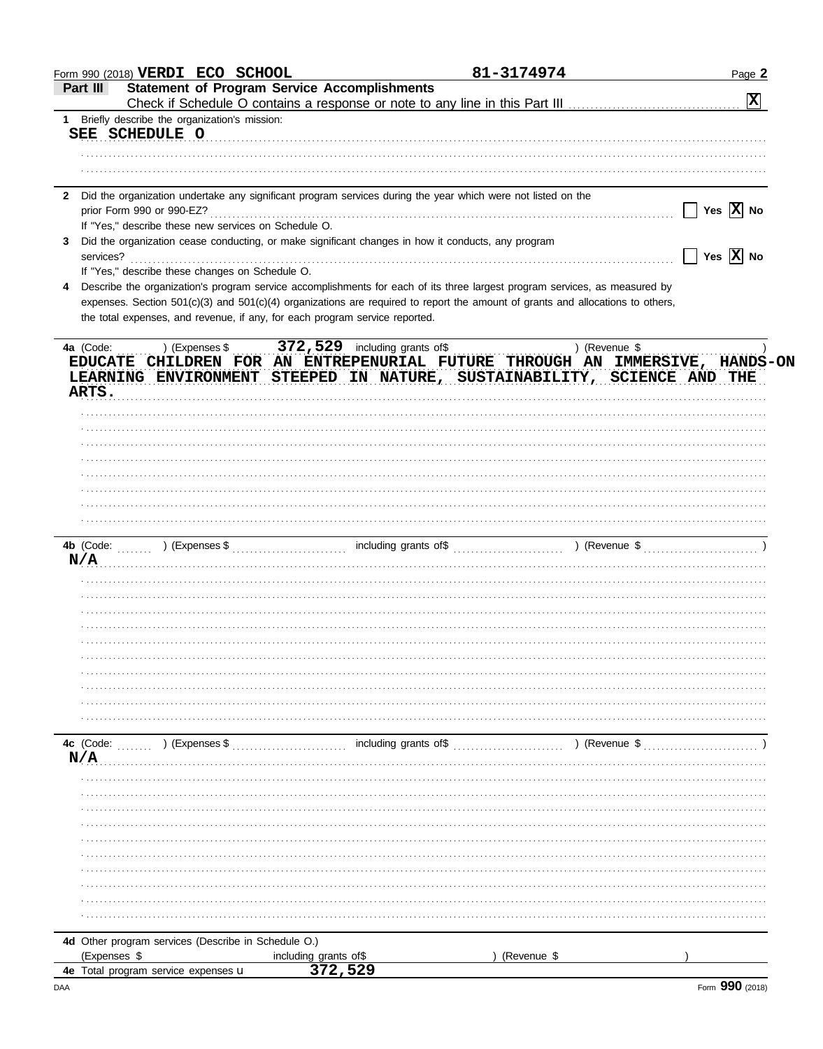Form 990 (2018) **VERDI ECO SCHOOL** **81-3174974** Page **2**

## Part III Statement of Program Service Accomplishments

Check if Schedule O contains a response or note to any line in this Part III **[X]**

**1** Briefly describe the organization's mission:

SEE SCHEDULE O

**2** Did the organization undertake any significant program services during the year which were not listed on the prior Form 990 or 990-EZ? [ ] Yes [X] No

If "Yes," describe these new services on Schedule O.

**3** Did the organization cease conducting, or make significant changes in how it conducts, any program services? [ ] Yes [X] No

If "Yes," describe these changes on Schedule O.

**4** Describe the organization's program service accomplishments for each of its three largest program services, as measured by expenses. Section 501(c)(3) and 501(c)(4) organizations are required to report the amount of grants and allocations to others, the total expenses, and revenue, if any, for each program service reported.

**4a** (Code: ) (Expenses $ 372,529 including grants of$ ) (Revenue $ )

EDUCATE CHILDREN FOR AN ENTREPENURIAL FUTURE THROUGH AN IMMERSIVE, HANDS-ON LEARNING ENVIRONMENT STEEPED IN NATURE, SUSTAINABILITY, SCIENCE AND THE ARTS.

**4b** (Code: ) (Expenses $ including grants of$ ) (Revenue $ )

N/A

**4c** (Code: ) (Expenses $ including grants of$ ) (Revenue $ )

N/A

**4d** Other program services (Describe in Schedule O.)

(Expenses $ including grants of$ ) (Revenue $ )

**4e** Total program service expenses u 372,529

DAA Form **990** (2018)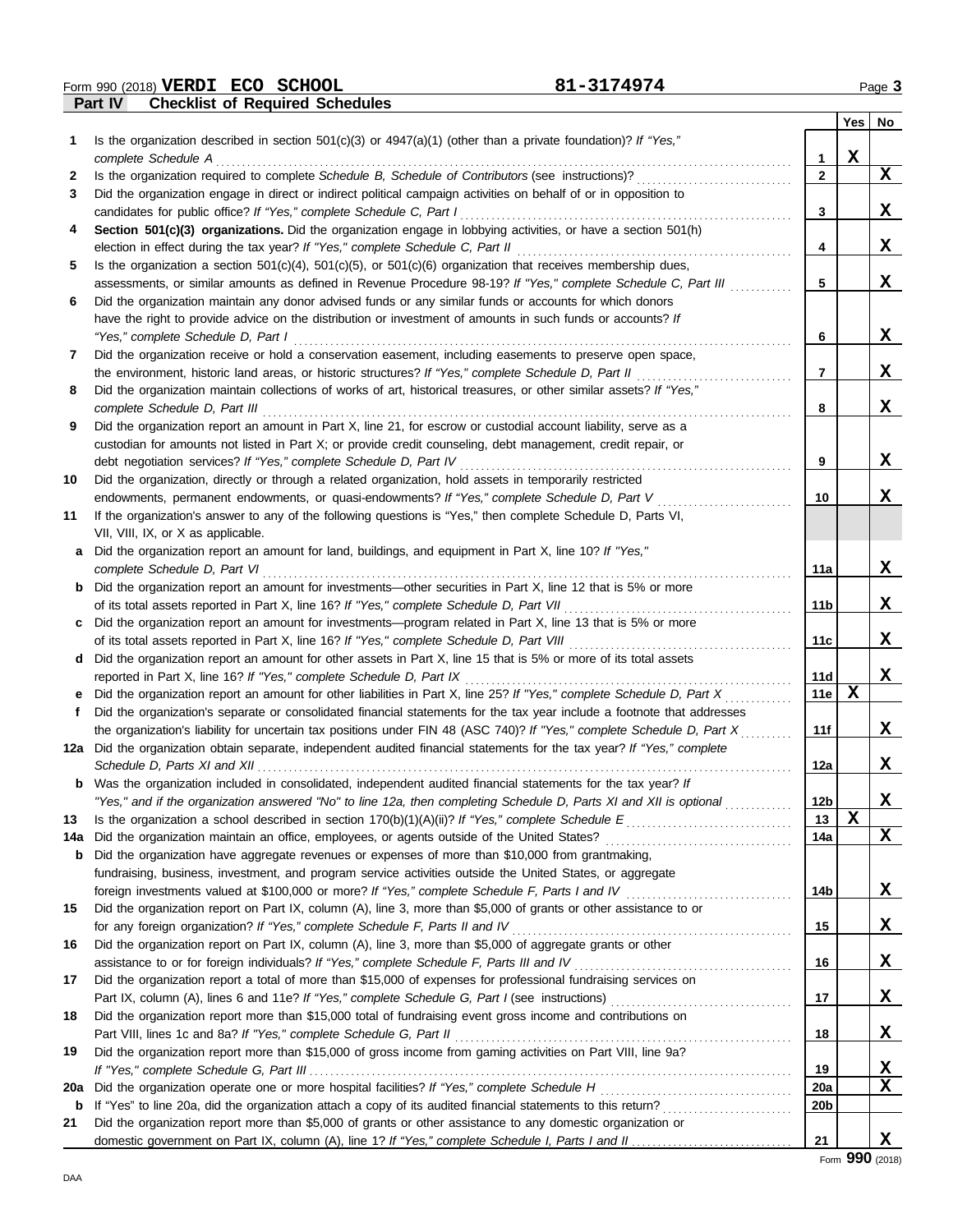Form 990 (2018) **VERDI ECO SCHOOL** **81-3174974** Page **3**

## Part IV Checklist of Required Schedules

| | | | Yes | No |
|---|---|---|---|---|
| **1** | Is the organization described in section 501(c)(3) or 4947(a)(1) (other than a private foundation)? *If "Yes," complete Schedule A* | **1** | X | |
| **2** | Is the organization required to complete *Schedule B, Schedule of Contributors* (see instructions)? | **2** | | X |
| **3** | Did the organization engage in direct or indirect political campaign activities on behalf of or in opposition to candidates for public office? *If "Yes," complete Schedule C, Part I* | **3** | | X |
| **4** | **Section 501(c)(3) organizations.** Did the organization engage in lobbying activities, or have a section 501(h) election in effect during the tax year? *If "Yes," complete Schedule C, Part II* | **4** | | X |
| **5** | Is the organization a section 501(c)(4), 501(c)(5), or 501(c)(6) organization that receives membership dues, assessments, or similar amounts as defined in Revenue Procedure 98-19? *If "Yes," complete Schedule C, Part III* | **5** | | X |
| **6** | Did the organization maintain any donor advised funds or any similar funds or accounts for which donors have the right to provide advice on the distribution or investment of amounts in such funds or accounts? *If "Yes," complete Schedule D, Part I* | **6** | | X |
| **7** | Did the organization receive or hold a conservation easement, including easements to preserve open space, the environment, historic land areas, or historic structures? *If "Yes," complete Schedule D, Part II* | **7** | | X |
| **8** | Did the organization maintain collections of works of art, historical treasures, or other similar assets? *If "Yes," complete Schedule D, Part III* | **8** | | X |
| **9** | Did the organization report an amount in Part X, line 21, for escrow or custodial account liability, serve as a custodian for amounts not listed in Part X; or provide credit counseling, debt management, credit repair, or debt negotiation services? *If "Yes," complete Schedule D, Part IV* | **9** | | X |
| **10** | Did the organization, directly or through a related organization, hold assets in temporarily restricted endowments, permanent endowments, or quasi-endowments? *If "Yes," complete Schedule D, Part V* | **10** | | X |
| **11** | If the organization's answer to any of the following questions is "Yes," then complete Schedule D, Parts VI, VII, VIII, IX, or X as applicable. | | | |
| **a** | Did the organization report an amount for land, buildings, and equipment in Part X, line 10? *If "Yes," complete Schedule D, Part VI* | **11a** | | X |
| **b** | Did the organization report an amount for investments—other securities in Part X, line 12 that is 5% or more of its total assets reported in Part X, line 16? *If "Yes," complete Schedule D, Part VII* | **11b** | | X |
| **c** | Did the organization report an amount for investments—program related in Part X, line 13 that is 5% or more of its total assets reported in Part X, line 16? *If "Yes," complete Schedule D, Part VIII* | **11c** | | X |
| **d** | Did the organization report an amount for other assets in Part X, line 15 that is 5% or more of its total assets reported in Part X, line 16? *If "Yes," complete Schedule D, Part IX* | **11d** | | X |
| **e** | Did the organization report an amount for other liabilities in Part X, line 25? *If "Yes," complete Schedule D, Part X* | **11e** | X | |
| **f** | Did the organization's separate or consolidated financial statements for the tax year include a footnote that addresses the organization's liability for uncertain tax positions under FIN 48 (ASC 740)? *If "Yes," complete Schedule D, Part X* | **11f** | | X |
| **12a** | Did the organization obtain separate, independent audited financial statements for the tax year? *If "Yes," complete Schedule D, Parts XI and XII* | **12a** | | X |
| **b** | Was the organization included in consolidated, independent audited financial statements for the tax year? *If "Yes," and if the organization answered "No" to line 12a, then completing Schedule D, Parts XI and XII is optional* | **12b** | | X |
| **13** | Is the organization a school described in section 170(b)(1)(A)(ii)? *If "Yes," complete Schedule E* | **13** | X | |
| **14a** | Did the organization maintain an office, employees, or agents outside of the United States? | **14a** | | X |
| **b** | Did the organization have aggregate revenues or expenses of more than $10,000 from grantmaking, fundraising, business, investment, and program service activities outside the United States, or aggregate foreign investments valued at $100,000 or more? *If "Yes," complete Schedule F, Parts I and IV* | **14b** | | X |
| **15** | Did the organization report on Part IX, column (A), line 3, more than $5,000 of grants or other assistance to or for any foreign organization? *If "Yes," complete Schedule F, Parts II and IV* | **15** | | X |
| **16** | Did the organization report on Part IX, column (A), line 3, more than $5,000 of aggregate grants or other assistance to or for foreign individuals? *If "Yes," complete Schedule F, Parts III and IV* | **16** | | X |
| **17** | Did the organization report a total of more than $15,000 of expenses for professional fundraising services on Part IX, column (A), lines 6 and 11e? *If "Yes," complete Schedule G, Part I* (see instructions) | **17** | | X |
| **18** | Did the organization report more than $15,000 total of fundraising event gross income and contributions on Part VIII, lines 1c and 8a? *If "Yes," complete Schedule G, Part II* | **18** | | X |
| **19** | Did the organization report more than $15,000 of gross income from gaming activities on Part VIII, line 9a? *If "Yes," complete Schedule G, Part III* | **19** | | X |
| **20a** | Did the organization operate one or more hospital facilities? *If "Yes," complete Schedule H* | **20a** | | X |
| **b** | If "Yes" to line 20a, did the organization attach a copy of its audited financial statements to this return? | **20b** | | |
| **21** | Did the organization report more than $5,000 of grants or other assistance to any domestic organization or domestic government on Part IX, column (A), line 1? *If "Yes," complete Schedule I, Parts I and II* | **21** | | X |

DAA Form **990** (2018)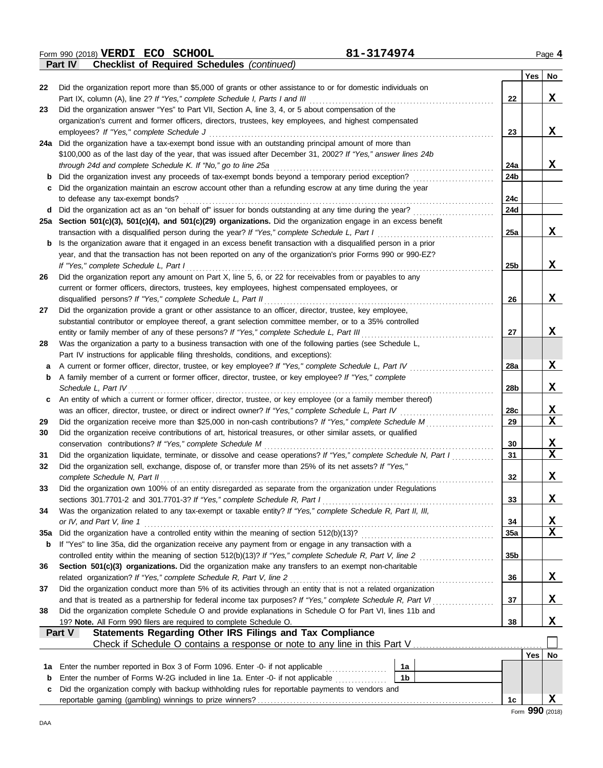Form 990 (2018) **VERDI ECO SCHOOL** **81-3174974** Page **4**

## Part IV Checklist of Required Schedules *(continued)*

| | | | Yes | No |
|---|---|---|---|---|
| 22 | Did the organization report more than $5,000 of grants or other assistance to or for domestic individuals on Part IX, column (A), line 2? *If "Yes," complete Schedule I, Parts I and III* | 22 | | X |
| 23 | Did the organization answer "Yes" to Part VII, Section A, line 3, 4, or 5 about compensation of the organization's current and former officers, directors, trustees, key employees, and highest compensated employees? *If "Yes," complete Schedule J* | 23 | | X |
| 24a | Did the organization have a tax-exempt bond issue with an outstanding principal amount of more than $100,000 as of the last day of the year, that was issued after December 31, 2002? *If "Yes," answer lines 24b through 24d and complete Schedule K. If "No," go to line 25a* | 24a | | X |
| b | Did the organization invest any proceeds of tax-exempt bonds beyond a temporary period exception? | 24b | | |
| c | Did the organization maintain an escrow account other than a refunding escrow at any time during the year to defease any tax-exempt bonds? | 24c | | |
| d | Did the organization act as an "on behalf of" issuer for bonds outstanding at any time during the year? | 24d | | |
| 25a | **Section 501(c)(3), 501(c)(4), and 501(c)(29) organizations.** Did the organization engage in an excess benefit transaction with a disqualified person during the year? *If "Yes," complete Schedule L, Part I* | 25a | | X |
| b | Is the organization aware that it engaged in an excess benefit transaction with a disqualified person in a prior year, and that the transaction has not been reported on any of the organization's prior Forms 990 or 990-EZ? *If "Yes," complete Schedule L, Part I* | 25b | | X |
| 26 | Did the organization report any amount on Part X, line 5, 6, or 22 for receivables from or payables to any current or former officers, directors, trustees, key employees, highest compensated employees, or disqualified persons? *If "Yes," complete Schedule L, Part II* | 26 | | X |
| 27 | Did the organization provide a grant or other assistance to an officer, director, trustee, key employee, substantial contributor or employee thereof, a grant selection committee member, or to a 35% controlled entity or family member of any of these persons? *If "Yes," complete Schedule L, Part III* | 27 | | X |
| 28 | Was the organization a party to a business transaction with one of the following parties (see Schedule L, Part IV instructions for applicable filing thresholds, conditions, and exceptions): | | | |
| a | A current or former officer, director, trustee, or key employee? *If "Yes," complete Schedule L, Part IV* | 28a | | X |
| b | A family member of a current or former officer, director, trustee, or key employee? *If "Yes," complete Schedule L, Part IV* | 28b | | X |
| c | An entity of which a current or former officer, director, trustee, or key employee (or a family member thereof) was an officer, director, trustee, or direct or indirect owner? *If "Yes," complete Schedule L, Part IV* | 28c | | X |
| 29 | Did the organization receive more than $25,000 in non-cash contributions? *If "Yes," complete Schedule M* | 29 | | X |
| 30 | Did the organization receive contributions of art, historical treasures, or other similar assets, or qualified conservation contributions? *If "Yes," complete Schedule M* | 30 | | X |
| 31 | Did the organization liquidate, terminate, or dissolve and cease operations? *If "Yes," complete Schedule N, Part I* | 31 | | X |
| 32 | Did the organization sell, exchange, dispose of, or transfer more than 25% of its net assets? *If "Yes," complete Schedule N, Part II* | 32 | | X |
| 33 | Did the organization own 100% of an entity disregarded as separate from the organization under Regulations sections 301.7701-2 and 301.7701-3? *If "Yes," complete Schedule R, Part I* | 33 | | X |
| 34 | Was the organization related to any tax-exempt or taxable entity? *If "Yes," complete Schedule R, Part II, III, or IV, and Part V, line 1* | 34 | | X |
| 35a | Did the organization have a controlled entity within the meaning of section 512(b)(13)? | 35a | | X |
| b | If "Yes" to line 35a, did the organization receive any payment from or engage in any transaction with a controlled entity within the meaning of section 512(b)(13)? *If "Yes," complete Schedule R, Part V, line 2* | 35b | | |
| 36 | **Section 501(c)(3) organizations.** Did the organization make any transfers to an exempt non-charitable related organization? *If "Yes," complete Schedule R, Part V, line 2* | 36 | | X |
| 37 | Did the organization conduct more than 5% of its activities through an entity that is not a related organization and that is treated as a partnership for federal income tax purposes? *If "Yes," complete Schedule R, Part VI* | 37 | | X |
| 38 | Did the organization complete Schedule O and provide explanations in Schedule O for Part VI, lines 11b and 19? **Note.** All Form 990 filers are required to complete Schedule O. | 38 | | X |

## Part V Statements Regarding Other IRS Filings and Tax Compliance

Check if Schedule O contains a response or note to any line in this Part V ☐

| | | | | | Yes | No |
|---|---|---|---|---|---|---|
| 1a | Enter the number reported in Box 3 of Form 1096. Enter -0- if not applicable | 1a | | | | |
| b | Enter the number of Forms W-2G included in line 1a. Enter -0- if not applicable | 1b | | | | |
| c | Did the organization comply with backup withholding rules for reportable payments to vendors and reportable gaming (gambling) winnings to prize winners? | | | 1c | | X |

Form **990** (2018)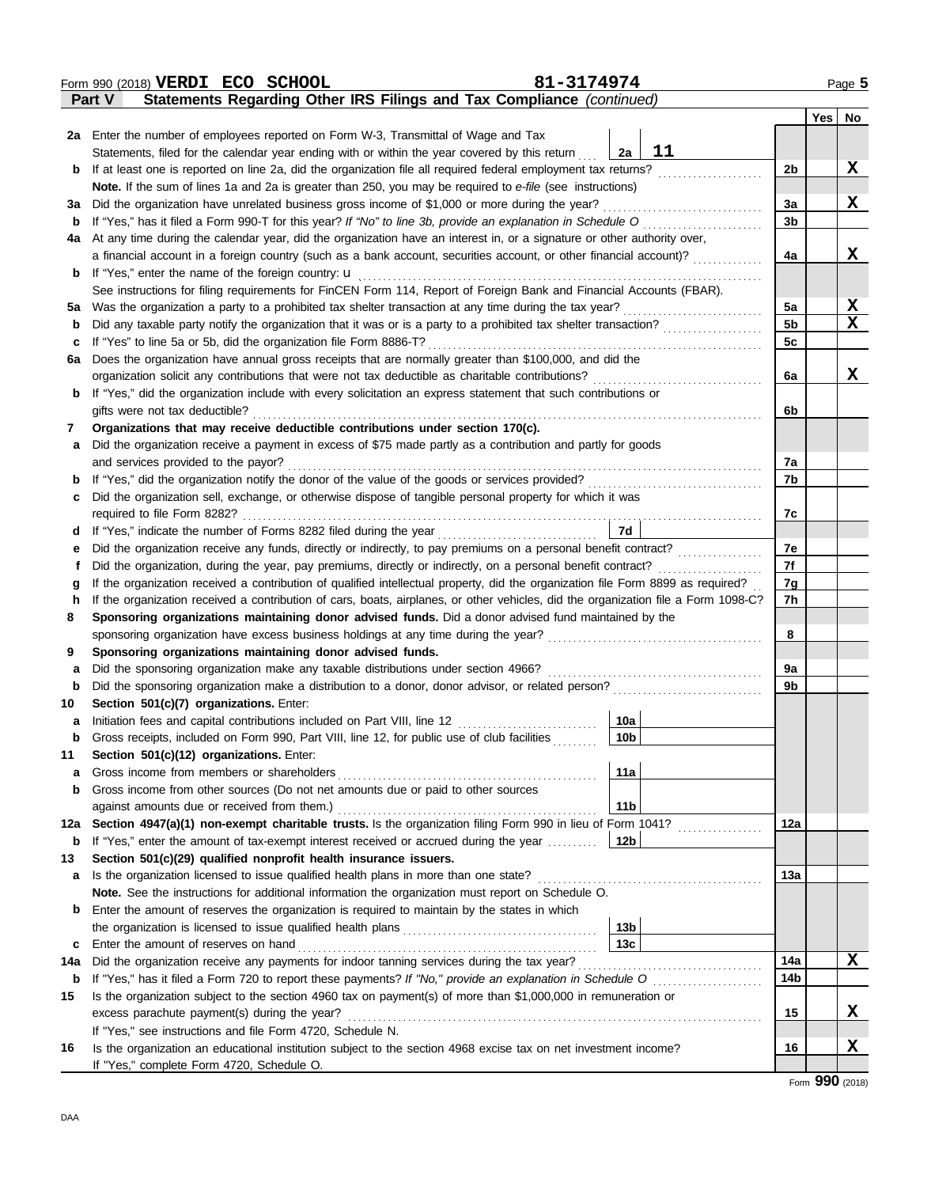Form 990 (2018) **VERDI ECO SCHOOL** **81-3174974** Page **5**

## Part V Statements Regarding Other IRS Filings and Tax Compliance *(continued)*

| | | | | Yes | No |
|---|---|---|---|---|---|
| **2a** | Enter the number of employees reported on Form W-3, Transmittal of Wage and Tax Statements, filed for the calendar year ending with or within the year covered by this return | 2a: 11 | | | |
| **b** | If at least one is reported on line 2a, did the organization file all required federal employment tax returns? | | 2b | | X |
| | **Note.** If the sum of lines 1a and 2a is greater than 250, you may be required to *e-file* (see instructions) | | | | |
| **3a** | Did the organization have unrelated business gross income of $1,000 or more during the year? | | 3a | | X |
| **b** | If "Yes," has it filed a Form 990-T for this year? *If "No" to line 3b, provide an explanation in Schedule O* | | 3b | | |
| **4a** | At any time during the calendar year, did the organization have an interest in, or a signature or other authority over, a financial account in a foreign country (such as a bank account, securities account, or other financial account)? | | 4a | | X |
| **b** | If "Yes," enter the name of the foreign country: u | | | | |
| | See instructions for filing requirements for FinCEN Form 114, Report of Foreign Bank and Financial Accounts (FBAR). | | | | |
| **5a** | Was the organization a party to a prohibited tax shelter transaction at any time during the tax year? | | 5a | | X |
| **b** | Did any taxable party notify the organization that it was or is a party to a prohibited tax shelter transaction? | | 5b | | X |
| **c** | If "Yes" to line 5a or 5b, did the organization file Form 8886-T? | | 5c | | |
| **6a** | Does the organization have annual gross receipts that are normally greater than $100,000, and did the organization solicit any contributions that were not tax deductible as charitable contributions? | | 6a | | X |
| **b** | If "Yes," did the organization include with every solicitation an express statement that such contributions or gifts were not tax deductible? | | 6b | | |
| **7** | **Organizations that may receive deductible contributions under section 170(c).** | | | | |
| **a** | Did the organization receive a payment in excess of $75 made partly as a contribution and partly for goods and services provided to the payor? | | 7a | | |
| **b** | If "Yes," did the organization notify the donor of the value of the goods or services provided? | | 7b | | |
| **c** | Did the organization sell, exchange, or otherwise dispose of tangible personal property for which it was required to file Form 8282? | | 7c | | |
| **d** | If "Yes," indicate the number of Forms 8282 filed during the year | 7d | | | |
| **e** | Did the organization receive any funds, directly or indirectly, to pay premiums on a personal benefit contract? | | 7e | | |
| **f** | Did the organization, during the year, pay premiums, directly or indirectly, on a personal benefit contract? | | 7f | | |
| **g** | If the organization received a contribution of qualified intellectual property, did the organization file Form 8899 as required? | | 7g | | |
| **h** | If the organization received a contribution of cars, boats, airplanes, or other vehicles, did the organization file a Form 1098-C? | | 7h | | |
| **8** | **Sponsoring organizations maintaining donor advised funds.** Did a donor advised fund maintained by the sponsoring organization have excess business holdings at any time during the year? | | 8 | | |
| **9** | **Sponsoring organizations maintaining donor advised funds.** | | | | |
| **a** | Did the sponsoring organization make any taxable distributions under section 4966? | | 9a | | |
| **b** | Did the sponsoring organization make a distribution to a donor, donor advisor, or related person? | | 9b | | |
| **10** | **Section 501(c)(7) organizations.** Enter: | | | | |
| **a** | Initiation fees and capital contributions included on Part VIII, line 12 | 10a | | | |
| **b** | Gross receipts, included on Form 990, Part VIII, line 12, for public use of club facilities | 10b | | | |
| **11** | **Section 501(c)(12) organizations.** Enter: | | | | |
| **a** | Gross income from members or shareholders | 11a | | | |
| **b** | Gross income from other sources (Do not net amounts due or paid to other sources against amounts due or received from them.) | 11b | | | |
| **12a** | **Section 4947(a)(1) non-exempt charitable trusts.** Is the organization filing Form 990 in lieu of Form 1041? | | 12a | | |
| **b** | If "Yes," enter the amount of tax-exempt interest received or accrued during the year | 12b | | | |
| **13** | **Section 501(c)(29) qualified nonprofit health insurance issuers.** | | | | |
| **a** | Is the organization licensed to issue qualified health plans in more than one state? | | 13a | | |
| | **Note.** See the instructions for additional information the organization must report on Schedule O. | | | | |
| **b** | Enter the amount of reserves the organization is required to maintain by the states in which the organization is licensed to issue qualified health plans | 13b | | | |
| **c** | Enter the amount of reserves on hand | 13c | | | |
| **14a** | Did the organization receive any payments for indoor tanning services during the tax year? | | 14a | | X |
| **b** | If "Yes," has it filed a Form 720 to report these payments? *If "No," provide an explanation in Schedule O* | | 14b | | |
| **15** | Is the organization subject to the section 4960 tax on payment(s) of more than $1,000,000 in remuneration or excess parachute payment(s) during the year? | | 15 | | X |
| | If "Yes," see instructions and file Form 4720, Schedule N. | | | | |
| **16** | Is the organization an educational institution subject to the section 4968 excise tax on net investment income? | | 16 | | X |
| | If "Yes," complete Form 4720, Schedule O. | | | | |

Form **990** (2018)

DAA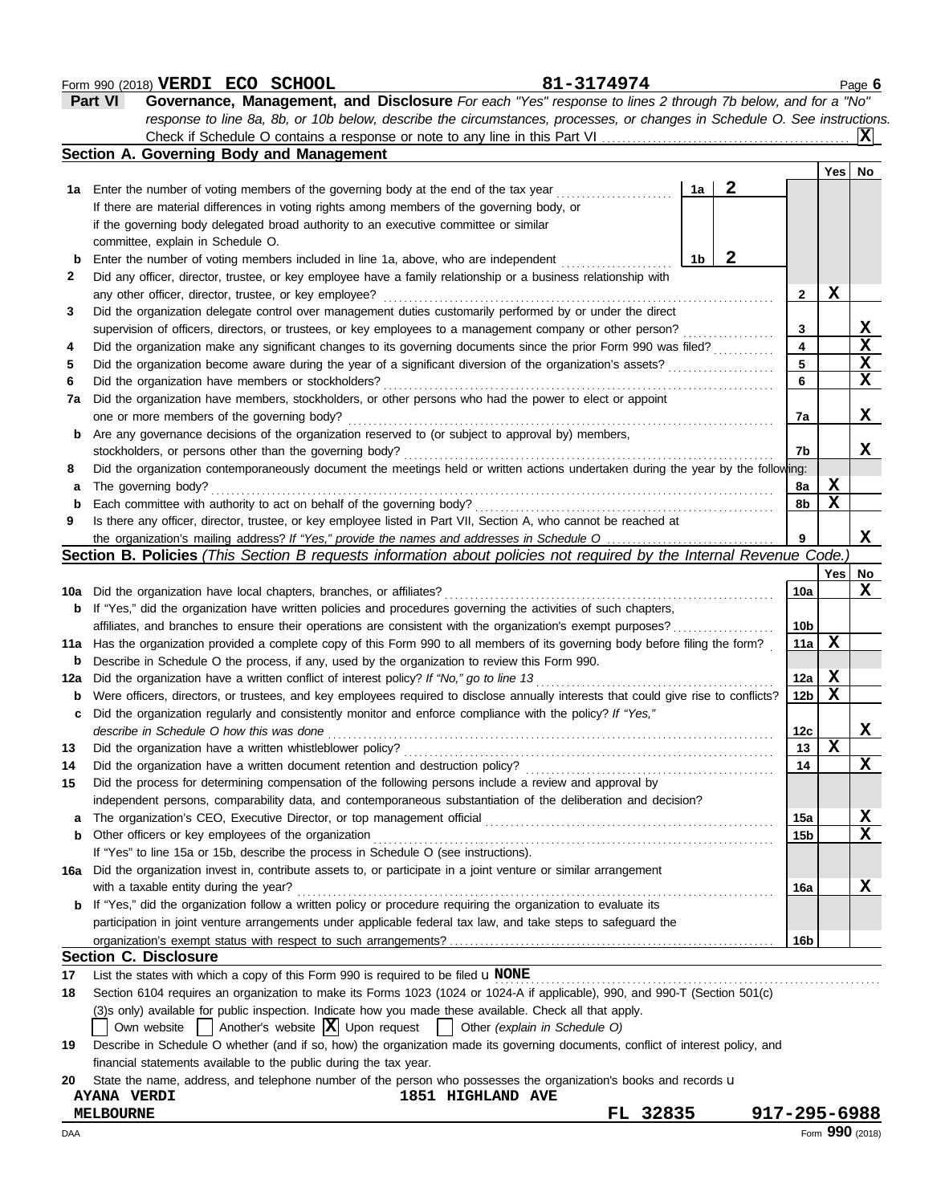Form 990 (2018) **VERDI ECO SCHOOL** **81-3174974** Page **6**

## Part VI Governance, Management, and Disclosure

*For each "Yes" response to lines 2 through 7b below, and for a "No" response to line 8a, 8b, or 10b below, describe the circumstances, processes, or changes in Schedule O. See instructions.*

Check if Schedule O contains a response or note to any line in this Part VI . . . . . . . . . . **X**

### Section A. Governing Body and Management

| | | | Yes | No |
|---|---|---|---|---|
| **1a** | Enter the number of voting members of the governing body at the end of the tax year . . . **1a** **2**<br>If there are material differences in voting rights among members of the governing body, or if the governing body delegated broad authority to an executive committee or similar committee, explain in Schedule O. | | | |
| **b** | Enter the number of voting members included in line 1a, above, who are independent . . . **1b** **2** | | | |
| **2** | Did any officer, director, trustee, or key employee have a family relationship or a business relationship with any other officer, director, trustee, or key employee? | **2** | X | |
| **3** | Did the organization delegate control over management duties customarily performed by or under the direct supervision of officers, directors, or trustees, or key employees to a management company or other person? | **3** | | X |
| **4** | Did the organization make any significant changes to its governing documents since the prior Form 990 was filed? | **4** | | X |
| **5** | Did the organization become aware during the year of a significant diversion of the organization's assets? | **5** | | X |
| **6** | Did the organization have members or stockholders? | **6** | | X |
| **7a** | Did the organization have members, stockholders, or other persons who had the power to elect or appoint one or more members of the governing body? | **7a** | | X |
| **b** | Are any governance decisions of the organization reserved to (or subject to approval by) members, stockholders, or persons other than the governing body? | **7b** | | X |
| **8** | Did the organization contemporaneously document the meetings held or written actions undertaken during the year by the following: | | | |
| **a** | The governing body? | **8a** | X | |
| **b** | Each committee with authority to act on behalf of the governing body? | **8b** | X | |
| **9** | Is there any officer, director, trustee, or key employee listed in Part VII, Section A, who cannot be reached at the organization's mailing address? *If "Yes," provide the names and addresses in Schedule O* | **9** | | X |

### Section B. Policies *(This Section B requests information about policies not required by the Internal Revenue Code.)*

| | | | Yes | No |
|---|---|---|---|---|
| **10a** | Did the organization have local chapters, branches, or affiliates? | **10a** | | X |
| **b** | If "Yes," did the organization have written policies and procedures governing the activities of such chapters, affiliates, and branches to ensure their operations are consistent with the organization's exempt purposes? | **10b** | | |
| **11a** | Has the organization provided a complete copy of this Form 990 to all members of its governing body before filing the form? | **11a** | X | |
| **b** | Describe in Schedule O the process, if any, used by the organization to review this Form 990. | | | |
| **12a** | Did the organization have a written conflict of interest policy? *If "No," go to line 13* | **12a** | X | |
| **b** | Were officers, directors, or trustees, and key employees required to disclose annually interests that could give rise to conflicts? | **12b** | X | |
| **c** | Did the organization regularly and consistently monitor and enforce compliance with the policy? *If "Yes," describe in Schedule O how this was done* | **12c** | | X |
| **13** | Did the organization have a written whistleblower policy? | **13** | X | |
| **14** | Did the organization have a written document retention and destruction policy? | **14** | | X |
| **15** | Did the process for determining compensation of the following persons include a review and approval by independent persons, comparability data, and contemporaneous substantiation of the deliberation and decision? | | | |
| **a** | The organization's CEO, Executive Director, or top management official | **15a** | | X |
| **b** | Other officers or key employees of the organization<br>If "Yes" to line 15a or 15b, describe the process in Schedule O (see instructions). | **15b** | | X |
| **16a** | Did the organization invest in, contribute assets to, or participate in a joint venture or similar arrangement with a taxable entity during the year? | **16a** | | X |
| **b** | If "Yes," did the organization follow a written policy or procedure requiring the organization to evaluate its participation in joint venture arrangements under applicable federal tax law, and take steps to safeguard the organization's exempt status with respect to such arrangements? | **16b** | | |

### Section C. Disclosure

**17** List the states with which a copy of this Form 990 is required to be filed u **NONE**

**18** Section 6104 requires an organization to make its Forms 1023 (1024 or 1024-A if applicable), 990, and 990-T (Section 501(c)(3)s only) available for public inspection. Indicate how you made these available. Check all that apply.

☐ Own website ☐ Another's website ☒ Upon request ☐ Other *(explain in Schedule O)*

**19** Describe in Schedule O whether (and if so, how) the organization made its governing documents, conflict of interest policy, and financial statements available to the public during the tax year.

**20** State the name, address, and telephone number of the person who possesses the organization's books and records u

**AYANA VERDI** **1851 HIGHLAND AVE**
**MELBOURNE** **FL 32835** **917-295-6988**

DAA Form **990** (2018)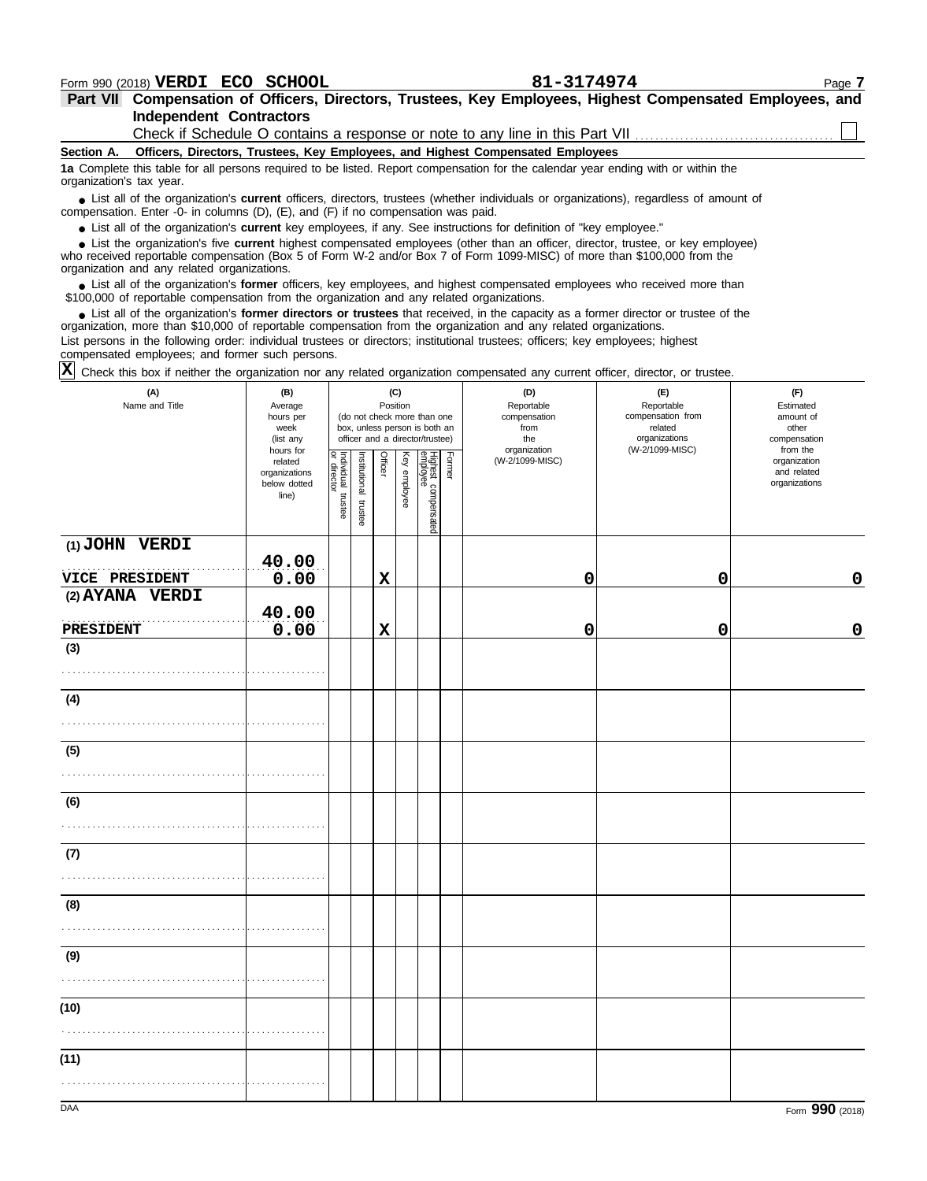Form 990 (2018) **VERDI ECO SCHOOL** **81-3174974** Page **7**

## Part VII Compensation of Officers, Directors, Trustees, Key Employees, Highest Compensated Employees, and Independent Contractors

Check if Schedule O contains a response or note to any line in this Part VII ☐

### Section A. Officers, Directors, Trustees, Key Employees, and Highest Compensated Employees

**1a** Complete this table for all persons required to be listed. Report compensation for the calendar year ending with or within the organization's tax year.

- List all of the organization's **current** officers, directors, trustees (whether individuals or organizations), regardless of amount of compensation. Enter -0- in columns (D), (E), and (F) if no compensation was paid.
- List all of the organization's **current** key employees, if any. See instructions for definition of "key employee."
- List the organization's five **current** highest compensated employees (other than an officer, director, trustee, or key employee) who received reportable compensation (Box 5 of Form W-2 and/or Box 7 of Form 1099-MISC) of more than $100,000 from the organization and any related organizations.
- List all of the organization's **former** officers, key employees, and highest compensated employees who received more than $100,000 of reportable compensation from the organization and any related organizations.
- List all of the organization's **former directors or trustees** that received, in the capacity as a former director or trustee of the organization, more than $10,000 of reportable compensation from the organization and any related organizations.

List persons in the following order: individual trustees or directors; institutional trustees; officers; key employees; highest compensated employees; and former such persons.

☒ Check this box if neither the organization nor any related organization compensated any current officer, director, or trustee.

| (A) Name and Title | (B) Average hours per week (list any hours for related organizations below dotted line) | (C) Position (do not check more than one box, unless person is both an officer and a director/trustee) | | | | | | (D) Reportable compensation from the organization (W-2/1099-MISC) | (E) Reportable compensation from related organizations (W-2/1099-MISC) | (F) Estimated amount of other compensation from the organization and related organizations |
|---|---|---|---|---|---|---|---|---|---|---|
| | | Individual trustee or director | Institutional trustee | Officer | Key employee | Highest compensated employee | Former | | | |
| (1) JOHN VERDI<br>VICE PRESIDENT | 40.00<br>0.00 | | | X | | | | 0 | 0 | 0 |
| (2) AYANA VERDI<br>PRESIDENT | 40.00<br>0.00 | | | X | | | | 0 | 0 | 0 |
| (3) | | | | | | | | | | |
| (4) | | | | | | | | | | |
| (5) | | | | | | | | | | |
| (6) | | | | | | | | | | |
| (7) | | | | | | | | | | |
| (8) | | | | | | | | | | |
| (9) | | | | | | | | | | |
| (10) | | | | | | | | | | |
| (11) | | | | | | | | | | |

DAA Form **990** (2018)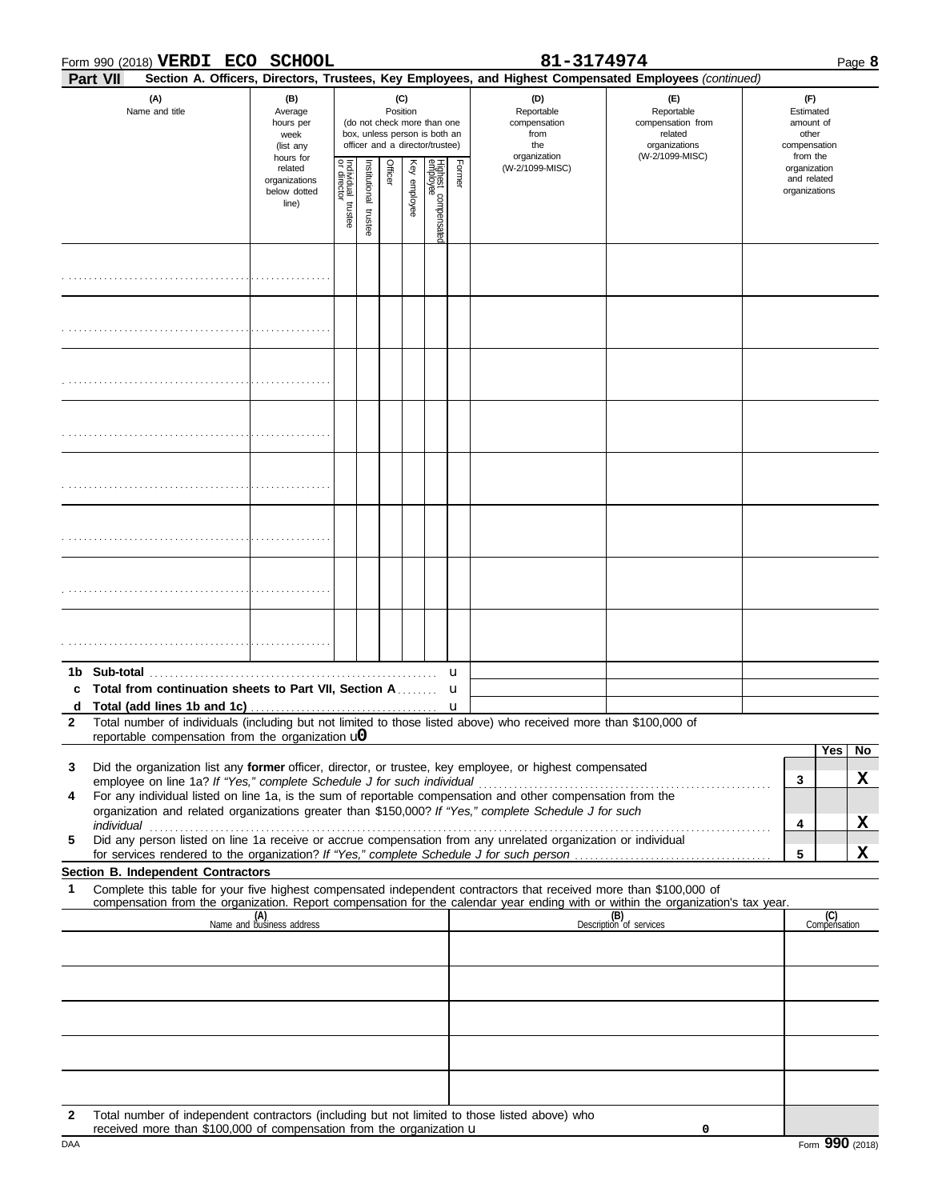Form 990 (2018) **VERDI ECO SCHOOL** **81-3174974** Page **8**

**Part VII** **Section A. Officers, Directors, Trustees, Key Employees, and Highest Compensated Employees** *(continued)*

| (A) Name and title | (B) Average hours per week (list any hours for related organizations below dotted line) | (C) Position (do not check more than one box, unless person is both an officer and a director/trustee) | | | | | | (D) Reportable compensation from the organization (W-2/1099-MISC) | (E) Reportable compensation from related organizations (W-2/1099-MISC) | (F) Estimated amount of other compensation from the organization and related organizations |
|---|---|---|---|---|---|---|---|---|---|---|
| | | Individual trustee or director | Institutional trustee | Officer | Key employee | Highest compensated employee | Former | | | |
| | | | | | | | | | | |
| | | | | | | | | | | |
| | | | | | | | | | | |
| | | | | | | | | | | |
| | | | | | | | | | | |
| | | | | | | | | | | |
| | | | | | | | | | | |
| | | | | | | | | | | |

**1b Sub-total** ........ u

**c Total from continuation sheets to Part VII, Section A** ........ u

**d Total (add lines 1b and 1c)** ........ u

**2** Total number of individuals (including but not limited to those listed above) who received more than $100,000 of reportable compensation from the organization u **0**

| | | | Yes | No |
|---|---|---|---|---|
| **3** | Did the organization list any **former** officer, director, or trustee, key employee, or highest compensated employee on line 1a? *If "Yes," complete Schedule J for such individual* | **3** | | **X** |
| **4** | For any individual listed on line 1a, is the sum of reportable compensation and other compensation from the organization and related organizations greater than $150,000? *If "Yes," complete Schedule J for such individual* | **4** | | **X** |
| **5** | Did any person listed on line 1a receive or accrue compensation from any unrelated organization or individual for services rendered to the organization? *If "Yes," complete Schedule J for such person* | **5** | | **X** |

**Section B. Independent Contractors**

**1** Complete this table for your five highest compensated independent contractors that received more than $100,000 of compensation from the organization. Report compensation for the calendar year ending with or within the organization's tax year.

| (A) Name and business address | (B) Description of services | (C) Compensation |
|---|---|---|
| | | |
| | | |
| | | |
| | | |
| | | |

**2** Total number of independent contractors (including but not limited to those listed above) who received more than $100,000 of compensation from the organization u **0**

DAA Form **990** (2018)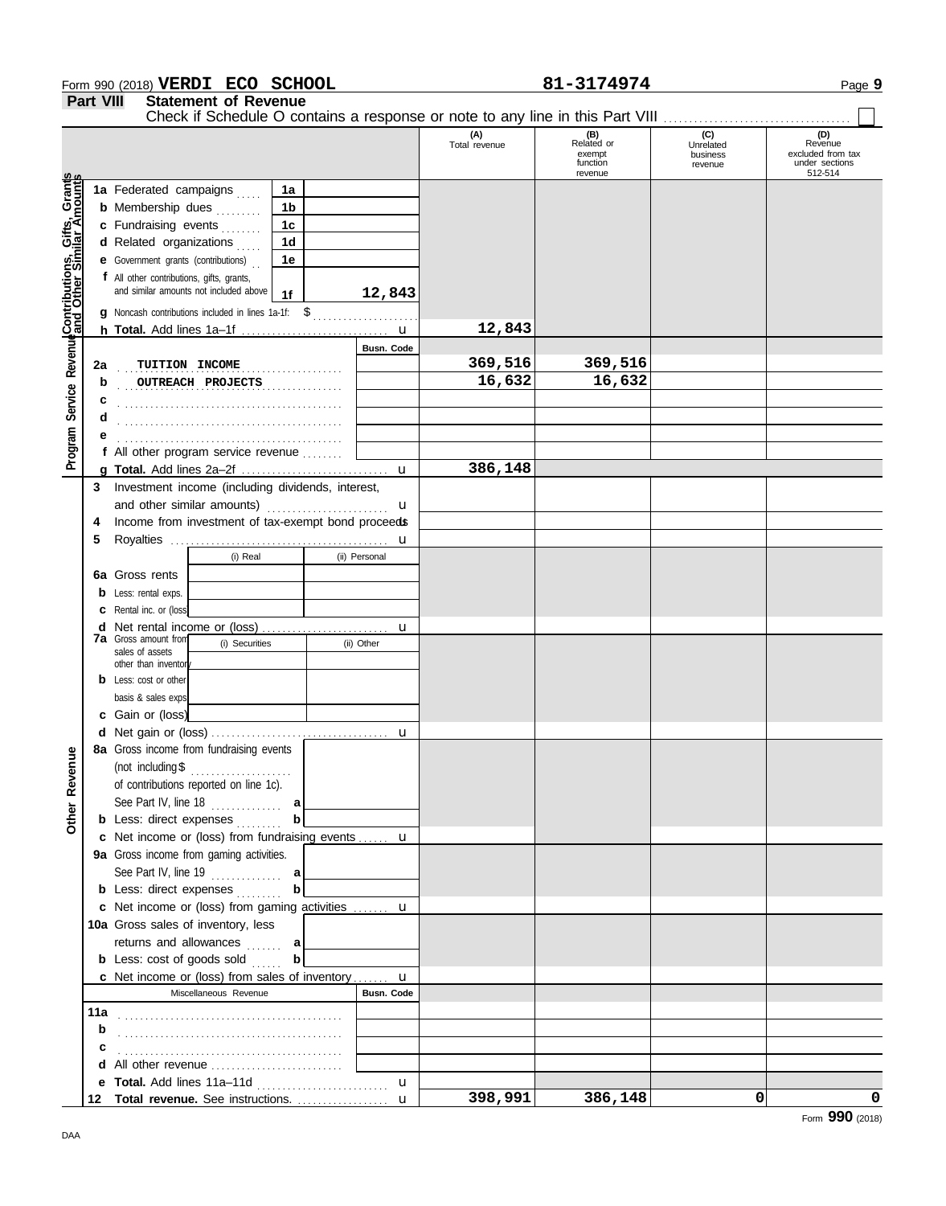Form 990 (2018) **VERDI ECO SCHOOL** **81-3174974** Page **9**

## Part VIII Statement of Revenue

Check if Schedule O contains a response or note to any line in this Part VIII . . . . . . . . . . . . . . . . . . . . . . . . . . . . . . . . . . . . ☐

| | | | | (A) Total revenue | (B) Related or exempt function revenue | (C) Unrelated business revenue | (D) Revenue excluded from tax under sections 512-514 |
|---|---|---|---|---|---|---|---|
| **Contributions, Gifts, Grants and Other Similar Amounts** | 1a Federated campaigns | 1a | | | | | |
| | b Membership dues | 1b | | | | | |
| | c Fundraising events | 1c | | | | | |
| | d Related organizations | 1d | | | | | |
| | e Government grants (contributions) | 1e | | | | | |
| | f All other contributions, gifts, grants, and similar amounts not included above | 1f | 12,843 | | | | |
| | g Noncash contributions included in lines 1a-1f: $ | | | | | | |
| | h **Total.** Add lines 1a–1f | | | 12,843 | | | |
| **Program Service Revenue** | | | Busn. Code | | | | |
| | 2a TUITION INCOME | | | 369,516 | 369,516 | | |
| | b OUTREACH PROJECTS | | | 16,632 | 16,632 | | |
| | c | | | | | | |
| | d | | | | | | |
| | e | | | | | | |
| | f All other program service revenue | | | | | | |
| | g **Total.** Add lines 2a–2f | | | 386,148 | | | |
| **Other Revenue** | 3 Investment income (including dividends, interest, and other similar amounts) | | | | | | |
| | 4 Income from investment of tax-exempt bond proceeds | | | | | | |
| | 5 Royalties | | | | | | |
| | | (i) Real | (ii) Personal | | | | |
| | 6a Gross rents | | | | | | |
| | b Less: rental exps. | | | | | | |
| | c Rental inc. or (loss) | | | | | | |
| | d Net rental income or (loss) | | | | | | |
| | | (i) Securities | (ii) Other | | | | |
| | 7a Gross amount from sales of assets other than inventory | | | | | | |
| | b Less: cost or other basis & sales exps. | | | | | | |
| | c Gain or (loss) | | | | | | |
| | d Net gain or (loss) | | | | | | |
| | 8a Gross income from fundraising events (not including $ of contributions reported on line 1c). See Part IV, line 18 | a | | | | | |
| | b Less: direct expenses | b | | | | | |
| | c Net income or (loss) from fundraising events | | | | | | |
| | 9a Gross income from gaming activities. See Part IV, line 19 | a | | | | | |
| | b Less: direct expenses | b | | | | | |
| | c Net income or (loss) from gaming activities | | | | | | |
| | 10a Gross sales of inventory, less returns and allowances | a | | | | | |
| | b Less: cost of goods sold | b | | | | | |
| | c Net income or (loss) from sales of inventory | | | | | | |
| | Miscellaneous Revenue | | Busn. Code | | | | |
| | 11a | | | | | | |
| | b | | | | | | |
| | c | | | | | | |
| | d All other revenue | | | | | | |
| | e **Total.** Add lines 11a–11d | | | | | | |
| | 12 **Total revenue.** See instructions. | | | 398,991 | 386,148 | 0 | 0 |

Form **990** (2018)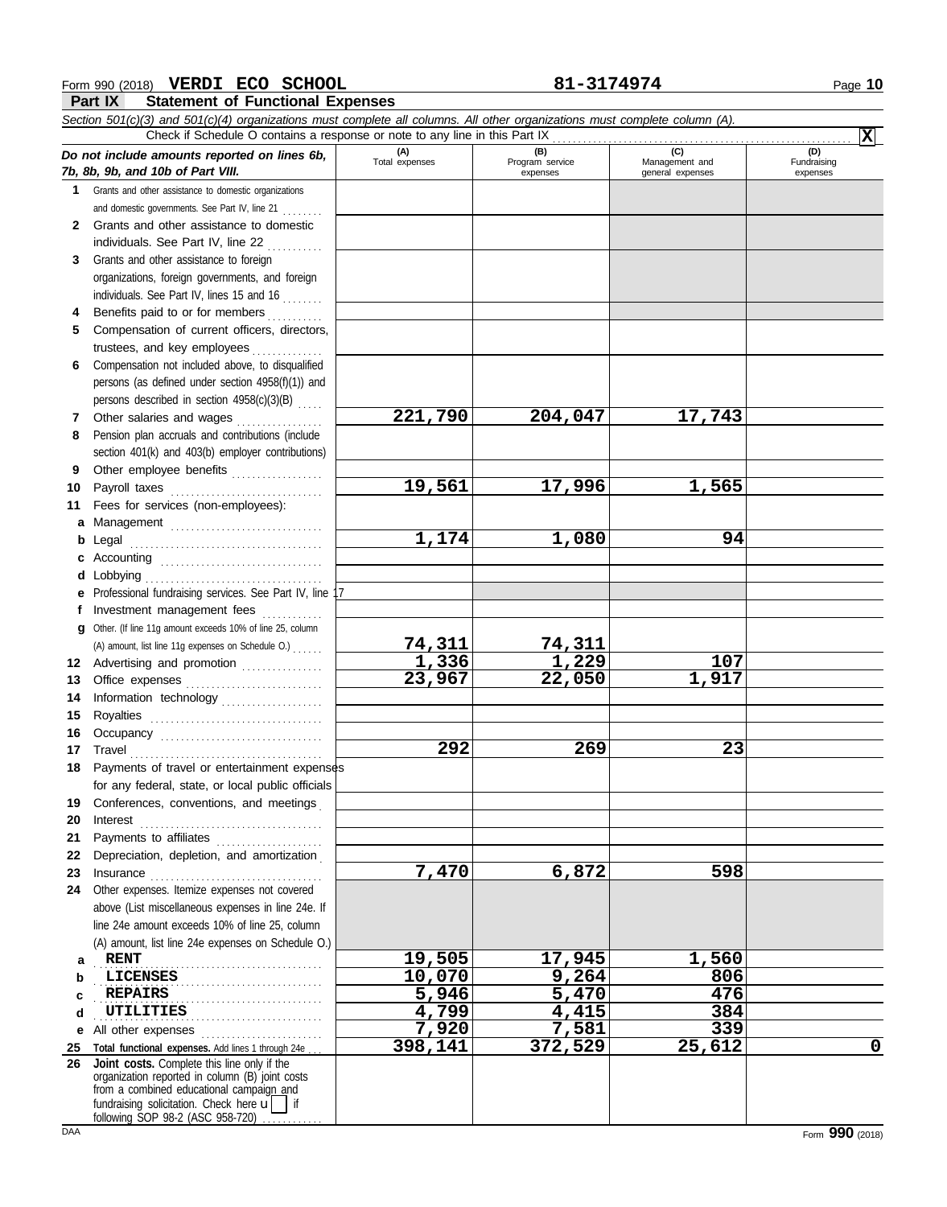Form 990 (2018) **VERDI ECO SCHOOL** **81-3174974** Page **10**

## Part IX Statement of Functional Expenses

*Section 501(c)(3) and 501(c)(4) organizations must complete all columns. All other organizations must complete column (A).*

Check if Schedule O contains a response or note to any line in this Part IX .......... **X**

| *Do not include amounts reported on lines 6b, 7b, 8b, 9b, and 10b of Part VIII.* | (A) Total expenses | (B) Program service expenses | (C) Management and general expenses | (D) Fundraising expenses |
|---|---|---|---|---|
| **1** Grants and other assistance to domestic organizations and domestic governments. See Part IV, line 21 | | | | |
| **2** Grants and other assistance to domestic individuals. See Part IV, line 22 | | | | |
| **3** Grants and other assistance to foreign organizations, foreign governments, and foreign individuals. See Part IV, lines 15 and 16 | | | | |
| **4** Benefits paid to or for members | | | | |
| **5** Compensation of current officers, directors, trustees, and key employees | | | | |
| **6** Compensation not included above, to disqualified persons (as defined under section 4958(f)(1)) and persons described in section 4958(c)(3)(B) | | | | |
| **7** Other salaries and wages | 221,790 | 204,047 | 17,743 | |
| **8** Pension plan accruals and contributions (include section 401(k) and 403(b) employer contributions) | | | | |
| **9** Other employee benefits | | | | |
| **10** Payroll taxes | 19,561 | 17,996 | 1,565 | |
| **11** Fees for services (non-employees): | | | | |
| **a** Management | | | | |
| **b** Legal | 1,174 | 1,080 | 94 | |
| **c** Accounting | | | | |
| **d** Lobbying | | | | |
| **e** Professional fundraising services. See Part IV, line 17 | | | | |
| **f** Investment management fees | | | | |
| **g** Other. (If line 11g amount exceeds 10% of line 25, column (A) amount, list line 11g expenses on Schedule O.) | 74,311 | 74,311 | | |
| **12** Advertising and promotion | 1,336 | 1,229 | 107 | |
| **13** Office expenses | 23,967 | 22,050 | 1,917 | |
| **14** Information technology | | | | |
| **15** Royalties | | | | |
| **16** Occupancy | | | | |
| **17** Travel | 292 | 269 | 23 | |
| **18** Payments of travel or entertainment expenses for any federal, state, or local public officials | | | | |
| **19** Conferences, conventions, and meetings | | | | |
| **20** Interest | | | | |
| **21** Payments to affiliates | | | | |
| **22** Depreciation, depletion, and amortization | | | | |
| **23** Insurance | 7,470 | 6,872 | 598 | |
| **24** Other expenses. Itemize expenses not covered above (List miscellaneous expenses in line 24e. If line 24e amount exceeds 10% of line 25, column (A) amount, list line 24e expenses on Schedule O.) | | | | |
| **a** RENT | 19,505 | 17,945 | 1,560 | |
| **b** LICENSES | 10,070 | 9,264 | 806 | |
| **c** REPAIRS | 5,946 | 5,470 | 476 | |
| **d** UTILITIES | 4,799 | 4,415 | 384 | |
| **e** All other expenses | 7,920 | 7,581 | 339 | |
| **25** **Total functional expenses.** Add lines 1 through 24e | 398,141 | 372,529 | 25,612 | 0 |
| **26** **Joint costs.** Complete this line only if the organization reported in column (B) joint costs from a combined educational campaign and fundraising solicitation. Check here ☐ if following SOP 98-2 (ASC 958-720) | | | | |

DAA Form **990** (2018)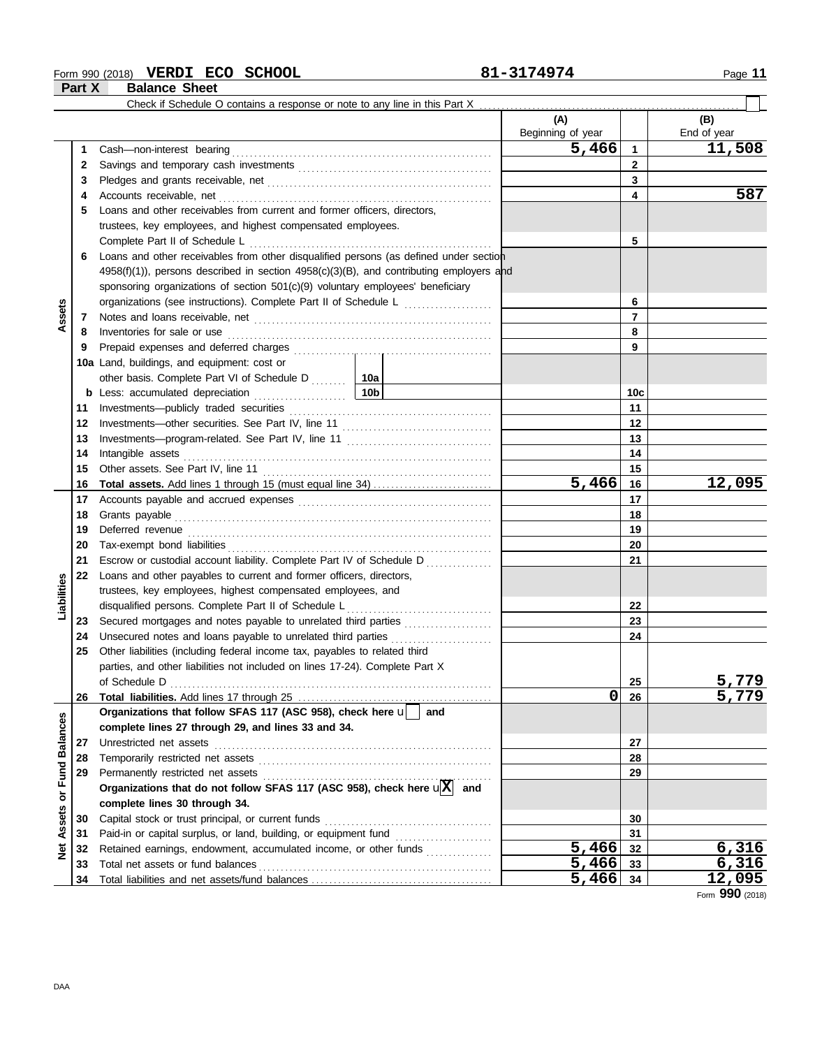Form 990 (2018) **VERDI ECO SCHOOL** **81-3174974** Page **11**

## Part X Balance Sheet

Check if Schedule O contains a response or note to any line in this Part X . . . . . . . . . . . . . . . . . . . . . . . . . . . . . . . . . . . . . . . . ☐

| Section | Line | Description | | (A) Beginning of year | | (B) End of year |
|---|---|---|---|---|---|---|
| Assets | 1 | Cash—non-interest bearing | | 5,466 | 1 | 11,508 |
| | 2 | Savings and temporary cash investments | | | 2 | |
| | 3 | Pledges and grants receivable, net | | | 3 | |
| | 4 | Accounts receivable, net | | | 4 | 587 |
| | 5 | Loans and other receivables from current and former officers, directors, trustees, key employees, and highest compensated employees. Complete Part II of Schedule L | | | 5 | |
| | 6 | Loans and other receivables from other disqualified persons (as defined under section 4958(f)(1)), persons described in section 4958(c)(3)(B), and contributing employers and sponsoring organizations of section 501(c)(9) voluntary employees' beneficiary organizations (see instructions). Complete Part II of Schedule L | | | 6 | |
| | 7 | Notes and loans receivable, net | | | 7 | |
| | 8 | Inventories for sale or use | | | 8 | |
| | 9 | Prepaid expenses and deferred charges | | | 9 | |
| | 10a | Land, buildings, and equipment: cost or other basis. Complete Part VI of Schedule D | 10a | | | |
| | b | Less: accumulated depreciation | 10b | | 10c | |
| | 11 | Investments—publicly traded securities | | | 11 | |
| | 12 | Investments—other securities. See Part IV, line 11 | | | 12 | |
| | 13 | Investments—program-related. See Part IV, line 11 | | | 13 | |
| | 14 | Intangible assets | | | 14 | |
| | 15 | Other assets. See Part IV, line 11 | | | 15 | |
| | 16 | **Total assets.** Add lines 1 through 15 (must equal line 34) | | 5,466 | 16 | 12,095 |
| Liabilities | 17 | Accounts payable and accrued expenses | | | 17 | |
| | 18 | Grants payable | | | 18 | |
| | 19 | Deferred revenue | | | 19 | |
| | 20 | Tax-exempt bond liabilities | | | 20 | |
| | 21 | Escrow or custodial account liability. Complete Part IV of Schedule D | | | 21 | |
| | 22 | Loans and other payables to current and former officers, directors, trustees, key employees, highest compensated employees, and disqualified persons. Complete Part II of Schedule L | | | 22 | |
| | 23 | Secured mortgages and notes payable to unrelated third parties | | | 23 | |
| | 24 | Unsecured notes and loans payable to unrelated third parties | | | 24 | |
| | 25 | Other liabilities (including federal income tax, payables to related third parties, and other liabilities not included on lines 17-24). Complete Part X of Schedule D | | | 25 | 5,779 |
| | 26 | **Total liabilities.** Add lines 17 through 25 | | 0 | 26 | 5,779 |
| Net Assets or Fund Balances | | **Organizations that follow SFAS 117 (ASC 958), check here** ☐ **and complete lines 27 through 29, and lines 33 and 34.** | | | | |
| | 27 | Unrestricted net assets | | | 27 | |
| | 28 | Temporarily restricted net assets | | | 28 | |
| | 29 | Permanently restricted net assets | | | 29 | |
| | | **Organizations that do not follow SFAS 117 (ASC 958), check here** ☒ **and complete lines 30 through 34.** | | | | |
| | 30 | Capital stock or trust principal, or current funds | | | 30 | |
| | 31 | Paid-in or capital surplus, or land, building, or equipment fund | | | 31 | |
| | 32 | Retained earnings, endowment, accumulated income, or other funds | | 5,466 | 32 | 6,316 |
| | 33 | Total net assets or fund balances | | 5,466 | 33 | 6,316 |
| | 34 | Total liabilities and net assets/fund balances | | 5,466 | 34 | 12,095 |

Form **990** (2018)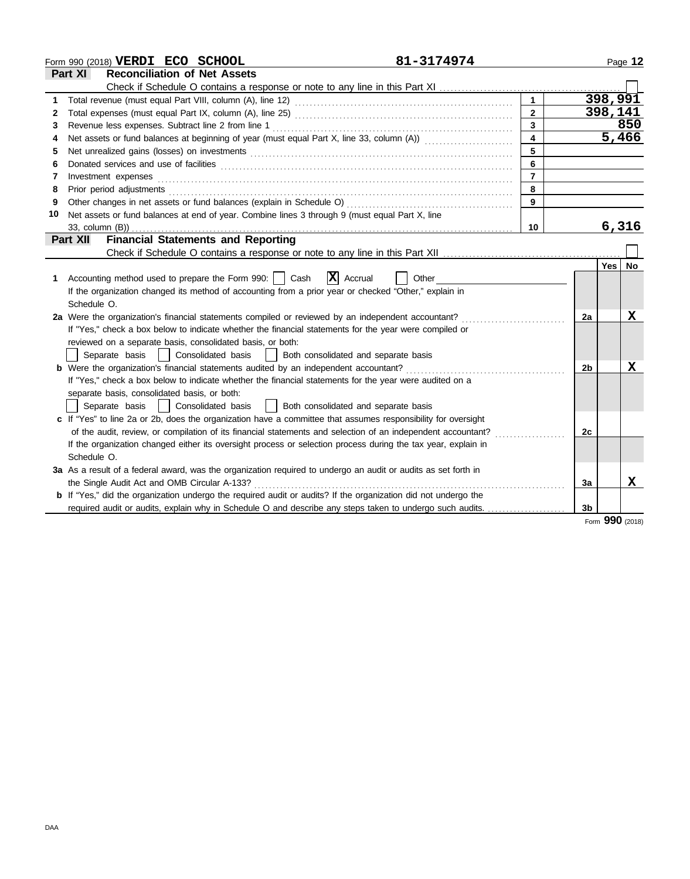Form 990 (2018) **VERDI ECO SCHOOL** **81-3174974**

## Part XI Reconciliation of Net Assets

Check if Schedule O contains a response or note to any line in this Part XI . . . ☐

| | | | |
|---|---|---|---|
| 1 | Total revenue (must equal Part VIII, column (A), line 12) | 1 | 398,991 |
| 2 | Total expenses (must equal Part IX, column (A), line 25) | 2 | 398,141 |
| 3 | Revenue less expenses. Subtract line 2 from line 1 | 3 | 850 |
| 4 | Net assets or fund balances at beginning of year (must equal Part X, line 33, column (A)) | 4 | 5,466 |
| 5 | Net unrealized gains (losses) on investments | 5 | |
| 6 | Donated services and use of facilities | 6 | |
| 7 | Investment expenses | 7 | |
| 8 | Prior period adjustments | 8 | |
| 9 | Other changes in net assets or fund balances (explain in Schedule O) | 9 | |
| 10 | Net assets or fund balances at end of year. Combine lines 3 through 9 (must equal Part X, line 33, column (B)) | 10 | 6,316 |

## Part XII Financial Statements and Reporting

Check if Schedule O contains a response or note to any line in this Part XII . . . ☐

| | | | Yes | No |
|---|---|---|---|---|
| 1 | Accounting method used to prepare the Form 990: ☐ Cash ☒ Accrual ☐ Other ______ If the organization changed its method of accounting from a prior year or checked "Other," explain in Schedule O. | | | |
| 2a | Were the organization's financial statements compiled or reviewed by an independent accountant? If "Yes," check a box below to indicate whether the financial statements for the year were compiled or reviewed on a separate basis, consolidated basis, or both: ☐ Separate basis ☐ Consolidated basis ☐ Both consolidated and separate basis | 2a | | X |
| b | Were the organization's financial statements audited by an independent accountant? If "Yes," check a box below to indicate whether the financial statements for the year were audited on a separate basis, consolidated basis, or both: ☐ Separate basis ☐ Consolidated basis ☐ Both consolidated and separate basis | 2b | | X |
| c | If "Yes" to line 2a or 2b, does the organization have a committee that assumes responsibility for oversight of the audit, review, or compilation of its financial statements and selection of an independent accountant? If the organization changed either its oversight process or selection process during the tax year, explain in Schedule O. | 2c | | |
| 3a | As a result of a federal award, was the organization required to undergo an audit or audits as set forth in the Single Audit Act and OMB Circular A-133? | 3a | | X |
| b | If "Yes," did the organization undergo the required audit or audits? If the organization did not undergo the required audit or audits, explain why in Schedule O and describe any steps taken to undergo such audits. | 3b | | |

Form **990** (2018)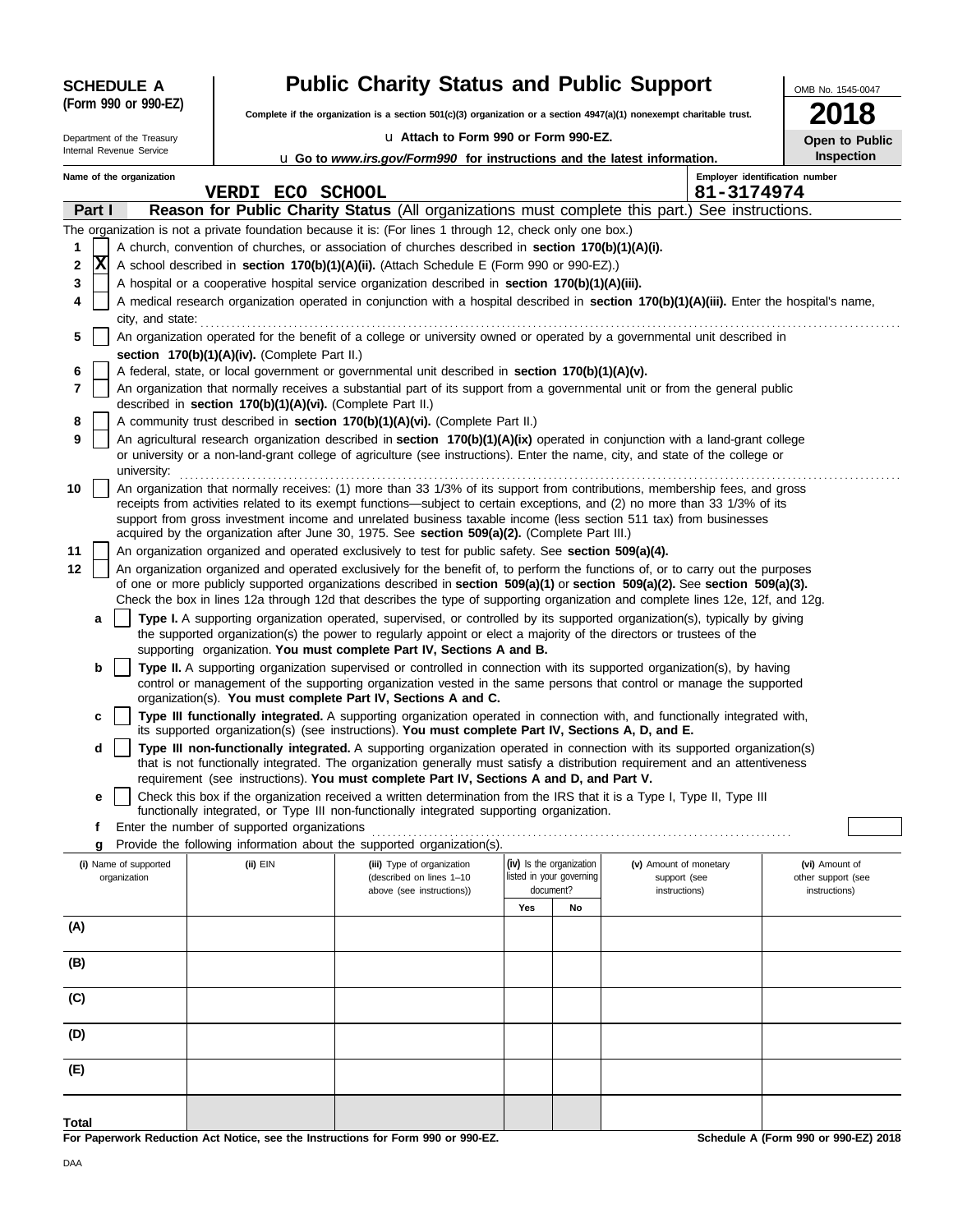**SCHEDULE A (Form 990 or 990-EZ)**

Department of the Treasury
Internal Revenue Service

# Public Charity Status and Public Support

**Complete if the organization is a section 501(c)(3) organization or a section 4947(a)(1) nonexempt charitable trust.**

u Attach to Form 990 or Form 990-EZ.

u Go to *www.irs.gov/Form990* for instructions and the latest information.

OMB No. 1545-0047

**2018**

**Open to Public Inspection**

Name of the organization: **VERDI ECO SCHOOL**

Employer identification number: **81-3174974**

## Part I — Reason for Public Charity Status (All organizations must complete this part.) See instructions.

The organization is not a private foundation because it is: (For lines 1 through 12, check only one box.)

1 [ ] A church, convention of churches, or association of churches described in **section 170(b)(1)(A)(i).**

2 [X] A school described in **section 170(b)(1)(A)(ii).** (Attach Schedule E (Form 990 or 990-EZ).)

3 [ ] A hospital or a cooperative hospital service organization described in **section 170(b)(1)(A)(iii).**

4 [ ] A medical research organization operated in conjunction with a hospital described in **section 170(b)(1)(A)(iii).** Enter the hospital's name, city, and state:

5 [ ] An organization operated for the benefit of a college or university owned or operated by a governmental unit described in **section 170(b)(1)(A)(iv).** (Complete Part II.)

6 [ ] A federal, state, or local government or governmental unit described in **section 170(b)(1)(A)(v).**

7 [ ] An organization that normally receives a substantial part of its support from a governmental unit or from the general public described in **section 170(b)(1)(A)(vi).** (Complete Part II.)

8 [ ] A community trust described in **section 170(b)(1)(A)(vi).** (Complete Part II.)

9 [ ] An agricultural research organization described in **section 170(b)(1)(A)(ix)** operated in conjunction with a land-grant college or university or a non-land-grant college of agriculture (see instructions). Enter the name, city, and state of the college or university:

10 [ ] An organization that normally receives: (1) more than 33 1/3% of its support from contributions, membership fees, and gross receipts from activities related to its exempt functions—subject to certain exceptions, and (2) no more than 33 1/3% of its support from gross investment income and unrelated business taxable income (less section 511 tax) from businesses acquired by the organization after June 30, 1975. See **section 509(a)(2).** (Complete Part III.)

11 [ ] An organization organized and operated exclusively to test for public safety. See **section 509(a)(4).**

12 [ ] An organization organized and operated exclusively for the benefit of, to perform the functions of, or to carry out the purposes of one or more publicly supported organizations described in **section 509(a)(1)** or **section 509(a)(2).** See **section 509(a)(3).** Check the box in lines 12a through 12d that describes the type of supporting organization and complete lines 12e, 12f, and 12g.

- **a** [ ] **Type I.** A supporting organization operated, supervised, or controlled by its supported organization(s), typically by giving the supported organization(s) the power to regularly appoint or elect a majority of the directors or trustees of the supporting organization. **You must complete Part IV, Sections A and B.**
- **b** [ ] **Type II.** A supporting organization supervised or controlled in connection with its supported organization(s), by having control or management of the supporting organization vested in the same persons that control or manage the supported organization(s). **You must complete Part IV, Sections A and C.**
- **c** [ ] **Type III functionally integrated.** A supporting organization operated in connection with, and functionally integrated with, its supported organization(s) (see instructions). **You must complete Part IV, Sections A, D, and E.**
- **d** [ ] **Type III non-functionally integrated.** A supporting organization operated in connection with its supported organization(s) that is not functionally integrated. The organization generally must satisfy a distribution requirement and an attentiveness requirement (see instructions). **You must complete Part IV, Sections A and D, and Part V.**
- **e** [ ] Check this box if the organization received a written determination from the IRS that it is a Type I, Type II, Type III functionally integrated, or Type III non-functionally integrated supporting organization.
- **f** Enter the number of supported organizations
- **g** Provide the following information about the supported organization(s).

| (i) Name of supported organization | (ii) EIN | (iii) Type of organization (described on lines 1–10 above (see instructions)) | (iv) Is the organization listed in your governing document? Yes | No | (v) Amount of monetary support (see instructions) | (vi) Amount of other support (see instructions) |
|---|---|---|---|---|---|---|
| (A) | | | | | | |
| (B) | | | | | | |
| (C) | | | | | | |
| (D) | | | | | | |
| (E) | | | | | | |
| Total | | | | | | |

**For Paperwork Reduction Act Notice, see the Instructions for Form 990 or 990-EZ.**

**Schedule A (Form 990 or 990-EZ) 2018**

DAA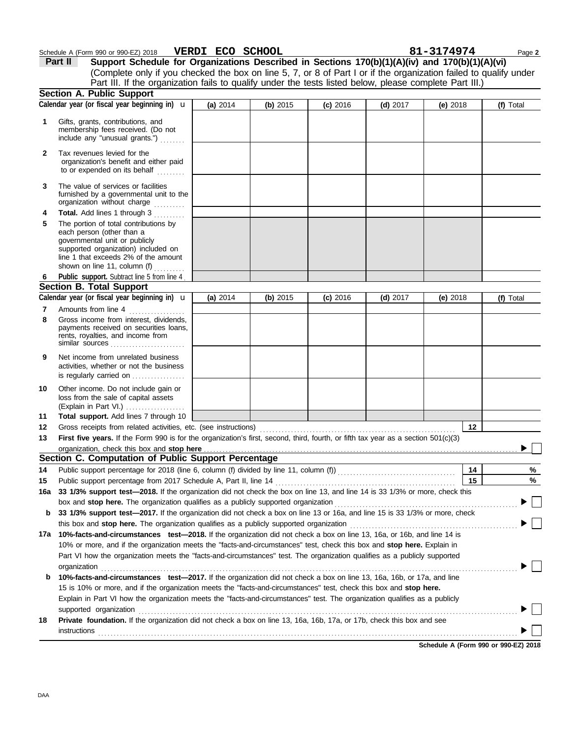Schedule A (Form 990 or 990-EZ) 2018 **VERDI ECO SCHOOL** **81-3174974** Page **2**

## Part II Support Schedule for Organizations Described in Sections 170(b)(1)(A)(iv) and 170(b)(1)(A)(vi)

(Complete only if you checked the box on line 5, 7, or 8 of Part I or if the organization failed to qualify under Part III. If the organization fails to qualify under the tests listed below, please complete Part III.)

### Section A. Public Support

| Calendar year (or fiscal year beginning in) u | (a) 2014 | (b) 2015 | (c) 2016 | (d) 2017 | (e) 2018 | (f) Total |
|---|---|---|---|---|---|---|
| **1** Gifts, grants, contributions, and membership fees received. (Do not include any "unusual grants.") | | | | | | |
| **2** Tax revenues levied for the organization's benefit and either paid to or expended on its behalf | | | | | | |
| **3** The value of services or facilities furnished by a governmental unit to the organization without charge | | | | | | |
| **4** **Total.** Add lines 1 through 3 | | | | | | |
| **5** The portion of total contributions by each person (other than a governmental unit or publicly supported organization) included on line 1 that exceeds 2% of the amount shown on line 11, column (f) | | | | | | |
| **6** **Public support.** Subtract line 5 from line 4 | | | | | | |

### Section B. Total Support

| Calendar year (or fiscal year beginning in) u | (a) 2014 | (b) 2015 | (c) 2016 | (d) 2017 | (e) 2018 | (f) Total |
|---|---|---|---|---|---|---|
| **7** Amounts from line 4 | | | | | | |
| **8** Gross income from interest, dividends, payments received on securities loans, rents, royalties, and income from similar sources | | | | | | |
| **9** Net income from unrelated business activities, whether or not the business is regularly carried on | | | | | | |
| **10** Other income. Do not include gain or loss from the sale of capital assets (Explain in Part VI.) | | | | | | |
| **11** **Total support.** Add lines 7 through 10 | | | | | | |

**12** Gross receipts from related activities, etc. (see instructions) **12**

**13** **First five years.** If the Form 990 is for the organization's first, second, third, fourth, or fifth tax year as a section 501(c)(3) organization, check this box and **stop here** ▶ ☐

### Section C. Computation of Public Support Percentage

**14** Public support percentage for 2018 (line 6, column (f) divided by line 11, column (f)) **14** %

**15** Public support percentage from 2017 Schedule A, Part II, line 14 **15** %

**16a** **33 1/3% support test—2018.** If the organization did not check the box on line 13, and line 14 is 33 1/3% or more, check this box and **stop here.** The organization qualifies as a publicly supported organization ▶ ☐

**b** **33 1/3% support test—2017.** If the organization did not check a box on line 13 or 16a, and line 15 is 33 1/3% or more, check this box and **stop here.** The organization qualifies as a publicly supported organization ▶ ☐

**17a** **10%-facts-and-circumstances test—2018.** If the organization did not check a box on line 13, 16a, or 16b, and line 14 is 10% or more, and if the organization meets the "facts-and-circumstances" test, check this box and **stop here.** Explain in Part VI how the organization meets the "facts-and-circumstances" test. The organization qualifies as a publicly supported organization ▶ ☐

**b** **10%-facts-and-circumstances test—2017.** If the organization did not check a box on line 13, 16a, 16b, or 17a, and line 15 is 10% or more, and if the organization meets the "facts-and-circumstances" test, check this box and **stop here.** Explain in Part VI how the organization meets the "facts-and-circumstances" test. The organization qualifies as a publicly supported organization ▶ ☐

**18** **Private foundation.** If the organization did not check a box on line 13, 16a, 16b, 17a, or 17b, check this box and see instructions ▶ ☐

**Schedule A (Form 990 or 990-EZ) 2018**

DAA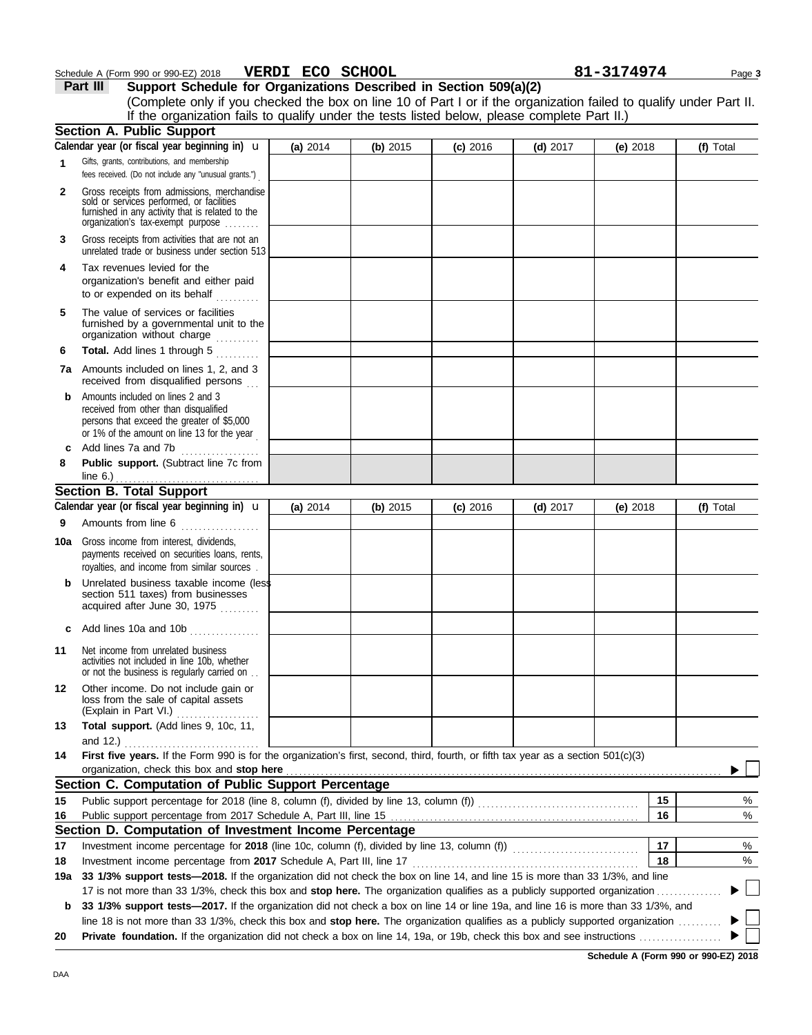Schedule A (Form 990 or 990-EZ) 2018 **VERDI ECO SCHOOL** **81-3174974**

## Part III Support Schedule for Organizations Described in Section 509(a)(2)

(Complete only if you checked the box on line 10 of Part I or if the organization failed to qualify under Part II. If the organization fails to qualify under the tests listed below, please complete Part II.)

### Section A. Public Support

| Calendar year (or fiscal year beginning in) | (a) 2014 | (b) 2015 | (c) 2016 | (d) 2017 | (e) 2018 | (f) Total |
|---|---|---|---|---|---|---|
| **1** Gifts, grants, contributions, and membership fees received. (Do not include any "unusual grants.") | | | | | | |
| **2** Gross receipts from admissions, merchandise sold or services performed, or facilities furnished in any activity that is related to the organization's tax-exempt purpose | | | | | | |
| **3** Gross receipts from activities that are not an unrelated trade or business under section 513 | | | | | | |
| **4** Tax revenues levied for the organization's benefit and either paid to or expended on its behalf | | | | | | |
| **5** The value of services or facilities furnished by a governmental unit to the organization without charge | | | | | | |
| **6** **Total.** Add lines 1 through 5 | | | | | | |
| **7a** Amounts included on lines 1, 2, and 3 received from disqualified persons | | | | | | |
| **b** Amounts included on lines 2 and 3 received from other than disqualified persons that exceed the greater of $5,000 or 1% of the amount on line 13 for the year | | | | | | |
| **c** Add lines 7a and 7b | | | | | | |
| **8** **Public support.** (Subtract line 7c from line 6.) | | | | | | |

### Section B. Total Support

| Calendar year (or fiscal year beginning in) | (a) 2014 | (b) 2015 | (c) 2016 | (d) 2017 | (e) 2018 | (f) Total |
|---|---|---|---|---|---|---|
| **9** Amounts from line 6 | | | | | | |
| **10a** Gross income from interest, dividends, payments received on securities loans, rents, royalties, and income from similar sources | | | | | | |
| **b** Unrelated business taxable income (less section 511 taxes) from businesses acquired after June 30, 1975 | | | | | | |
| **c** Add lines 10a and 10b | | | | | | |
| **11** Net income from unrelated business activities not included in line 10b, whether or not the business is regularly carried on | | | | | | |
| **12** Other income. Do not include gain or loss from the sale of capital assets (Explain in Part VI.) | | | | | | |
| **13** **Total support.** (Add lines 9, 10c, 11, and 12.) | | | | | | |

**14** **First five years.** If the Form 990 is for the organization's first, second, third, fourth, or fifth tax year as a section 501(c)(3) organization, check this box and **stop here** ☐

### Section C. Computation of Public Support Percentage

| | | | |
|---|---|---|---|
| **15** | Public support percentage for 2018 (line 8, column (f), divided by line 13, column (f)) | 15 | % |
| **16** | Public support percentage from 2017 Schedule A, Part III, line 15 | 16 | % |

### Section D. Computation of Investment Income Percentage

| | | | |
|---|---|---|---|
| **17** | Investment income percentage for **2018** (line 10c, column (f), divided by line 13, column (f)) | 17 | % |
| **18** | Investment income percentage from **2017** Schedule A, Part III, line 17 | 18 | % |

**19a** **33 1/3% support tests—2018.** If the organization did not check the box on line 14, and line 15 is more than 33 1/3%, and line 17 is not more than 33 1/3%, check this box and **stop here.** The organization qualifies as a publicly supported organization ☐

**b** **33 1/3% support tests—2017.** If the organization did not check a box on line 14 or line 19a, and line 16 is more than 33 1/3%, and line 18 is not more than 33 1/3%, check this box and **stop here.** The organization qualifies as a publicly supported organization ☐

**20** **Private foundation.** If the organization did not check a box on line 14, 19a, or 19b, check this box and see instructions ☐

**Schedule A (Form 990 or 990-EZ) 2018**

DAA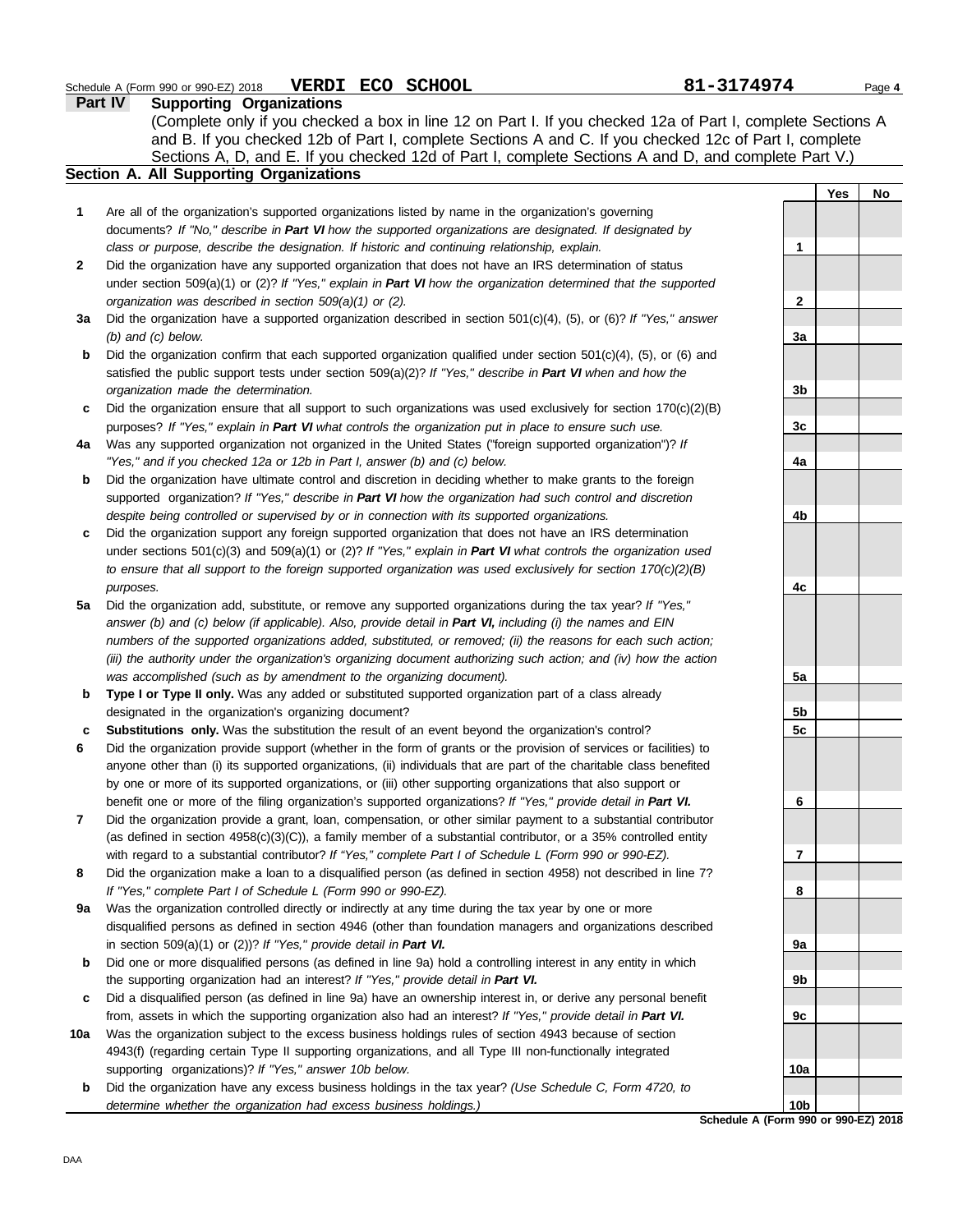Schedule A (Form 990 or 990-EZ) 2018 **VERDI ECO SCHOOL** **81-3174974**

## Part IV Supporting Organizations

(Complete only if you checked a box in line 12 on Part I. If you checked 12a of Part I, complete Sections A and B. If you checked 12b of Part I, complete Sections A and C. If you checked 12c of Part I, complete Sections A, D, and E. If you checked 12d of Part I, complete Sections A and D, and complete Part V.)

### Section A. All Supporting Organizations

| | | | Yes | No |
|---|---|---|---|---|
| **1** | Are all of the organization's supported organizations listed by name in the organization's governing documents? *If "No," describe in* ***Part VI*** *how the supported organizations are designated. If designated by class or purpose, describe the designation. If historic and continuing relationship, explain.* | **1** | | |
| **2** | Did the organization have any supported organization that does not have an IRS determination of status under section 509(a)(1) or (2)? *If "Yes," explain in* ***Part VI*** *how the organization determined that the supported organization was described in section 509(a)(1) or (2).* | **2** | | |
| **3a** | Did the organization have a supported organization described in section 501(c)(4), (5), or (6)? *If "Yes," answer (b) and (c) below.* | **3a** | | |
| **b** | Did the organization confirm that each supported organization qualified under section 501(c)(4), (5), or (6) and satisfied the public support tests under section 509(a)(2)? *If "Yes," describe in* ***Part VI*** *when and how the organization made the determination.* | **3b** | | |
| **c** | Did the organization ensure that all support to such organizations was used exclusively for section 170(c)(2)(B) purposes? *If "Yes," explain in* ***Part VI*** *what controls the organization put in place to ensure such use.* | **3c** | | |
| **4a** | Was any supported organization not organized in the United States ("foreign supported organization")? *If "Yes," and if you checked 12a or 12b in Part I, answer (b) and (c) below.* | **4a** | | |
| **b** | Did the organization have ultimate control and discretion in deciding whether to make grants to the foreign supported organization? *If "Yes," describe in* ***Part VI*** *how the organization had such control and discretion despite being controlled or supervised by or in connection with its supported organizations.* | **4b** | | |
| **c** | Did the organization support any foreign supported organization that does not have an IRS determination under sections 501(c)(3) and 509(a)(1) or (2)? *If "Yes," explain in* ***Part VI*** *what controls the organization used to ensure that all support to the foreign supported organization was used exclusively for section 170(c)(2)(B) purposes.* | **4c** | | |
| **5a** | Did the organization add, substitute, or remove any supported organizations during the tax year? *If "Yes," answer (b) and (c) below (if applicable). Also, provide detail in* ***Part VI,*** *including (i) the names and EIN numbers of the supported organizations added, substituted, or removed; (ii) the reasons for each such action; (iii) the authority under the organization's organizing document authorizing such action; and (iv) how the action was accomplished (such as by amendment to the organizing document).* | **5a** | | |
| **b** | **Type I or Type II only.** Was any added or substituted supported organization part of a class already designated in the organization's organizing document? | **5b** | | |
| **c** | **Substitutions only.** Was the substitution the result of an event beyond the organization's control? | **5c** | | |
| **6** | Did the organization provide support (whether in the form of grants or the provision of services or facilities) to anyone other than (i) its supported organizations, (ii) individuals that are part of the charitable class benefited by one or more of its supported organizations, or (iii) other supporting organizations that also support or benefit one or more of the filing organization's supported organizations? *If "Yes," provide detail in* ***Part VI.*** | **6** | | |
| **7** | Did the organization provide a grant, loan, compensation, or other similar payment to a substantial contributor (as defined in section 4958(c)(3)(C)), a family member of a substantial contributor, or a 35% controlled entity with regard to a substantial contributor? *If "Yes," complete Part I of Schedule L (Form 990 or 990-EZ).* | **7** | | |
| **8** | Did the organization make a loan to a disqualified person (as defined in section 4958) not described in line 7? *If "Yes," complete Part I of Schedule L (Form 990 or 990-EZ).* | **8** | | |
| **9a** | Was the organization controlled directly or indirectly at any time during the tax year by one or more disqualified persons as defined in section 4946 (other than foundation managers and organizations described in section 509(a)(1) or (2))? *If "Yes," provide detail in* ***Part VI.*** | **9a** | | |
| **b** | Did one or more disqualified persons (as defined in line 9a) hold a controlling interest in any entity in which the supporting organization had an interest? *If "Yes," provide detail in* ***Part VI.*** | **9b** | | |
| **c** | Did a disqualified person (as defined in line 9a) have an ownership interest in, or derive any personal benefit from, assets in which the supporting organization also had an interest? *If "Yes," provide detail in* ***Part VI.*** | **9c** | | |
| **10a** | Was the organization subject to the excess business holdings rules of section 4943 because of section 4943(f) (regarding certain Type II supporting organizations, and all Type III non-functionally integrated supporting organizations)? *If "Yes," answer 10b below.* | **10a** | | |
| **b** | Did the organization have any excess business holdings in the tax year? *(Use Schedule C, Form 4720, to determine whether the organization had excess business holdings.)* | **10b** | | |

**Schedule A (Form 990 or 990-EZ) 2018**

DAA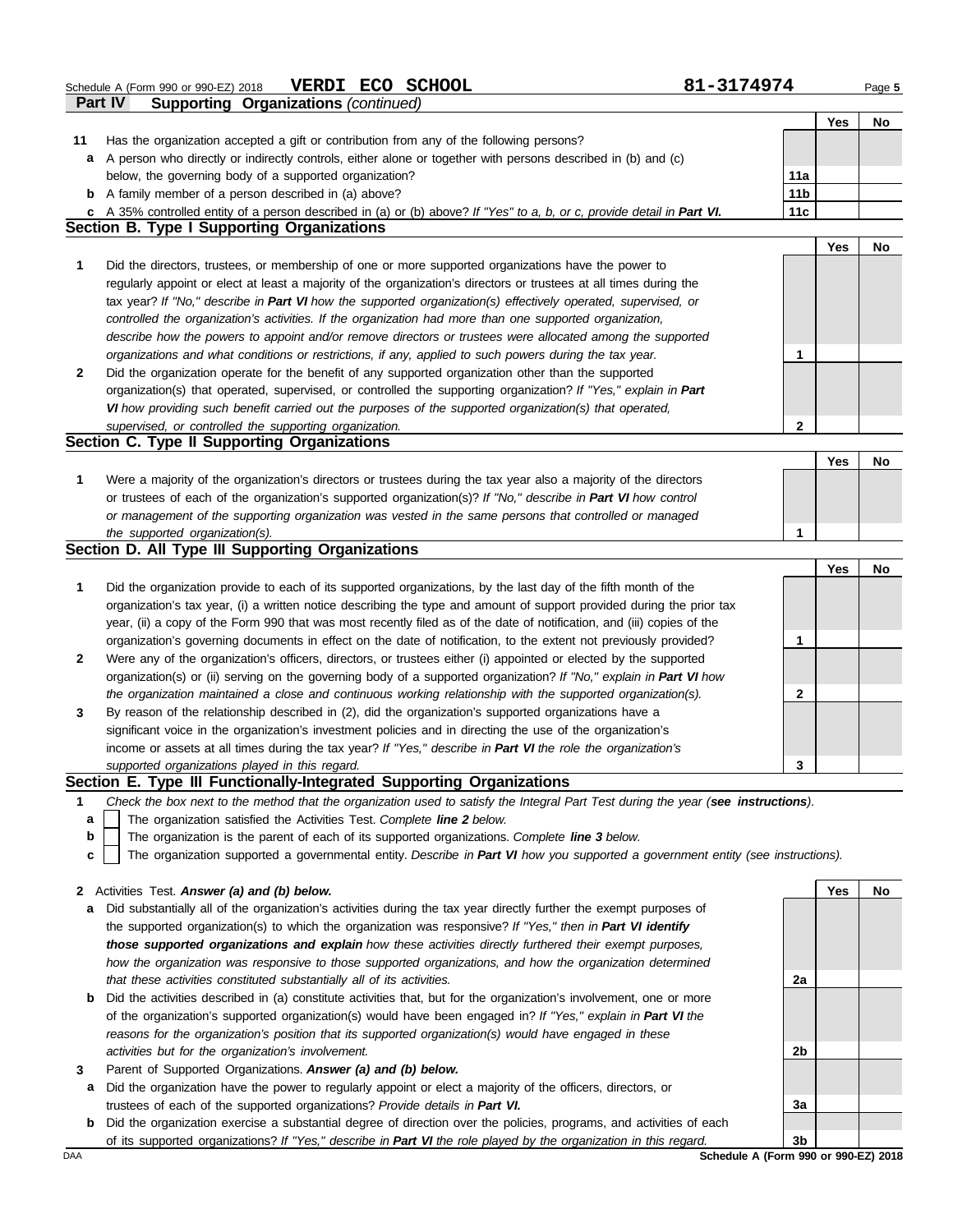Schedule A (Form 990 or 990-EZ) 2018 **VERDI ECO SCHOOL** 81-3174974

**Part IV Supporting Organizations** *(continued)*

| | | | Yes | No |
|---|---|---|---|---|
| **11** | Has the organization accepted a gift or contribution from any of the following persons? | | | |
| **a** | A person who directly or indirectly controls, either alone or together with persons described in (b) and (c) below, the governing body of a supported organization? | 11a | | |
| **b** | A family member of a person described in (a) above? | 11b | | |
| **c** | A 35% controlled entity of a person described in (a) or (b) above? *If "Yes" to a, b, or c, provide detail in **Part VI**.* | 11c | | |

## Section B. Type I Supporting Organizations

| | | | Yes | No |
|---|---|---|---|---|
| **1** | Did the directors, trustees, or membership of one or more supported organizations have the power to regularly appoint or elect at least a majority of the organization's directors or trustees at all times during the tax year? *If "No," describe in **Part VI** how the supported organization(s) effectively operated, supervised, or controlled the organization's activities. If the organization had more than one supported organization, describe how the powers to appoint and/or remove directors or trustees were allocated among the supported organizations and what conditions or restrictions, if any, applied to such powers during the tax year.* | 1 | | |
| **2** | Did the organization operate for the benefit of any supported organization other than the supported organization(s) that operated, supervised, or controlled the supporting organization? *If "Yes," explain in **Part VI** how providing such benefit carried out the purposes of the supported organization(s) that operated, supervised, or controlled the supporting organization.* | 2 | | |

## Section C. Type II Supporting Organizations

| | | | Yes | No |
|---|---|---|---|---|
| **1** | Were a majority of the organization's directors or trustees during the tax year also a majority of the directors or trustees of each of the organization's supported organization(s)? *If "No," describe in **Part VI** how control or management of the supporting organization was vested in the same persons that controlled or managed the supported organization(s).* | 1 | | |

## Section D. All Type III Supporting Organizations

| | | | Yes | No |
|---|---|---|---|---|
| **1** | Did the organization provide to each of its supported organizations, by the last day of the fifth month of the organization's tax year, (i) a written notice describing the type and amount of support provided during the prior tax year, (ii) a copy of the Form 990 that was most recently filed as of the date of notification, and (iii) copies of the organization's governing documents in effect on the date of notification, to the extent not previously provided? | 1 | | |
| **2** | Were any of the organization's officers, directors, or trustees either (i) appointed or elected by the supported organization(s) or (ii) serving on the governing body of a supported organization? *If "No," explain in **Part VI** how the organization maintained a close and continuous working relationship with the supported organization(s).* | 2 | | |
| **3** | By reason of the relationship described in (2), did the organization's supported organizations have a significant voice in the organization's investment policies and in directing the use of the organization's income or assets at all times during the tax year? *If "Yes," describe in **Part VI** the role the organization's supported organizations played in this regard.* | 3 | | |

## Section E. Type III Functionally-Integrated Supporting Organizations

**1** *Check the box next to the method that the organization used to satisfy the Integral Part Test during the year (**see instructions**).*

- **a** ☐ The organization satisfied the Activities Test. *Complete **line 2** below.*
- **b** ☐ The organization is the parent of each of its supported organizations. *Complete **line 3** below.*
- **c** ☐ The organization supported a governmental entity. *Describe in **Part VI** how you supported a government entity (see instructions).*

| | | | Yes | No |
|---|---|---|---|---|
| **2** | Activities Test. ***Answer (a) and (b) below.*** | | | |
| **a** | Did substantially all of the organization's activities during the tax year directly further the exempt purposes of the supported organization(s) to which the organization was responsive? *If "Yes," then in **Part VI identify those supported organizations and explain** how these activities directly furthered their exempt purposes, how the organization was responsive to those supported organizations, and how the organization determined that these activities constituted substantially all of its activities.* | 2a | | |
| **b** | Did the activities described in (a) constitute activities that, but for the organization's involvement, one or more of the organization's supported organization(s) would have been engaged in? *If "Yes," explain in **Part VI** the reasons for the organization's position that its supported organization(s) would have engaged in these activities but for the organization's involvement.* | 2b | | |
| **3** | Parent of Supported Organizations. ***Answer (a) and (b) below.*** | | | |
| **a** | Did the organization have the power to regularly appoint or elect a majority of the officers, directors, or trustees of each of the supported organizations? *Provide details in **Part VI.*** | 3a | | |
| **b** | Did the organization exercise a substantial degree of direction over the policies, programs, and activities of each of its supported organizations? *If "Yes," describe in **Part VI** the role played by the organization in this regard.* | 3b | | |

DAA **Schedule A (Form 990 or 990-EZ) 2018**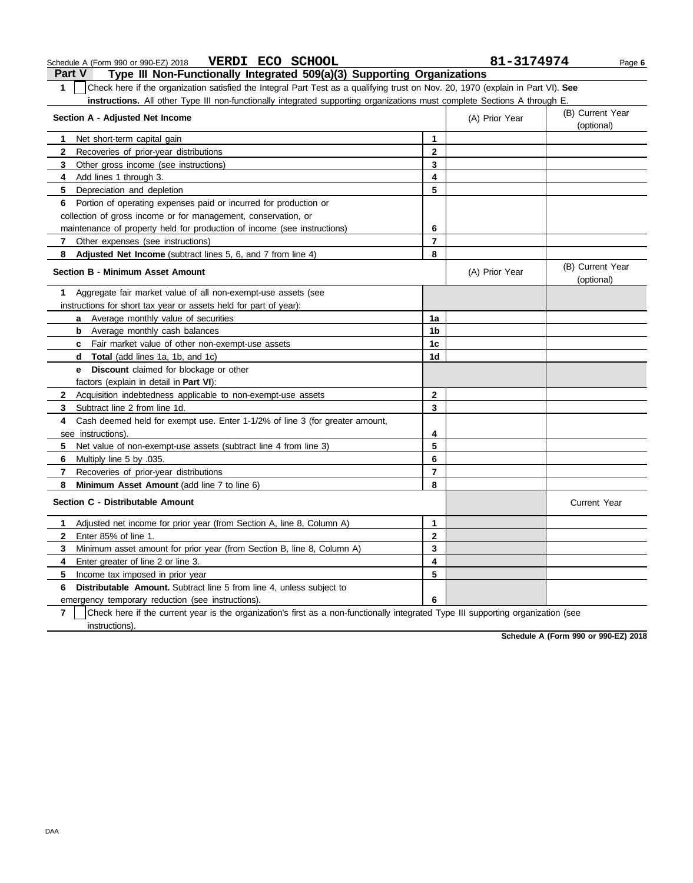Schedule A (Form 990 or 990-EZ) 2018 **VERDI ECO SCHOOL** **81-3174974**

## Part V Type III Non-Functionally Integrated 509(a)(3) Supporting Organizations

**1** ☐ Check here if the organization satisfied the Integral Part Test as a qualifying trust on Nov. 20, 1970 (explain in Part VI). **See instructions.** All other Type III non-functionally integrated supporting organizations must complete Sections A through E.

| **Section A - Adjusted Net Income** | | (A) Prior Year | (B) Current Year (optional) |
|---|---|---|---|
| **1** Net short-term capital gain | **1** | | |
| **2** Recoveries of prior-year distributions | **2** | | |
| **3** Other gross income (see instructions) | **3** | | |
| **4** Add lines 1 through 3. | **4** | | |
| **5** Depreciation and depletion | **5** | | |
| **6** Portion of operating expenses paid or incurred for production or collection of gross income or for management, conservation, or maintenance of property held for production of income (see instructions) | **6** | | |
| **7** Other expenses (see instructions) | **7** | | |
| **8 Adjusted Net Income** (subtract lines 5, 6, and 7 from line 4) | **8** | | |

| **Section B - Minimum Asset Amount** | | (A) Prior Year | (B) Current Year (optional) |
|---|---|---|---|
| **1** Aggregate fair market value of all non-exempt-use assets (see instructions for short tax year or assets held for part of year): | | | |
| **a** Average monthly value of securities | **1a** | | |
| **b** Average monthly cash balances | **1b** | | |
| **c** Fair market value of other non-exempt-use assets | **1c** | | |
| **d Total** (add lines 1a, 1b, and 1c) | **1d** | | |
| **e Discount** claimed for blockage or other factors (explain in detail in **Part VI**): | | | |
| **2** Acquisition indebtedness applicable to non-exempt-use assets | **2** | | |
| **3** Subtract line 2 from line 1d. | **3** | | |
| **4** Cash deemed held for exempt use. Enter 1-1/2% of line 3 (for greater amount, see instructions). | **4** | | |
| **5** Net value of non-exempt-use assets (subtract line 4 from line 3) | **5** | | |
| **6** Multiply line 5 by .035. | **6** | | |
| **7** Recoveries of prior-year distributions | **7** | | |
| **8 Minimum Asset Amount** (add line 7 to line 6) | **8** | | |

| **Section C - Distributable Amount** | | | Current Year |
|---|---|---|---|
| **1** Adjusted net income for prior year (from Section A, line 8, Column A) | **1** | | |
| **2** Enter 85% of line 1. | **2** | | |
| **3** Minimum asset amount for prior year (from Section B, line 8, Column A) | **3** | | |
| **4** Enter greater of line 2 or line 3. | **4** | | |
| **5** Income tax imposed in prior year | **5** | | |
| **6 Distributable Amount.** Subtract line 5 from line 4, unless subject to emergency temporary reduction (see instructions). | **6** | | |

**7** ☐ Check here if the current year is the organization's first as a non-functionally integrated Type III supporting organization (see instructions).

**Schedule A (Form 990 or 990-EZ) 2018**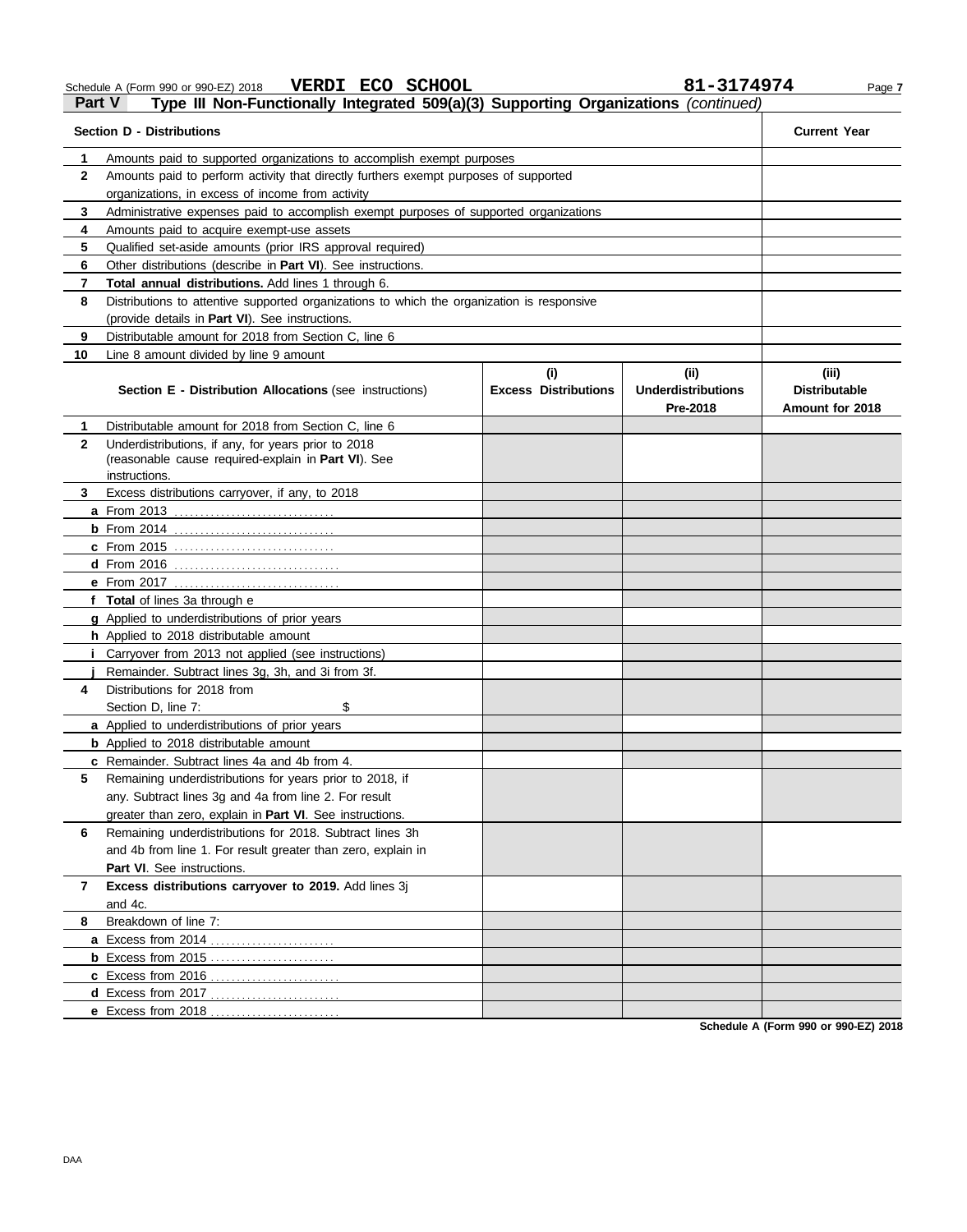Schedule A (Form 990 or 990-EZ) 2018 **VERDI ECO SCHOOL** **81-3174974**

**Part V** **Type III Non-Functionally Integrated 509(a)(3) Supporting Organizations** *(continued)*

| | **Section D - Distributions** | **Current Year** |
|---|---|---|
| **1** | Amounts paid to supported organizations to accomplish exempt purposes | |
| **2** | Amounts paid to perform activity that directly furthers exempt purposes of supported organizations, in excess of income from activity | |
| **3** | Administrative expenses paid to accomplish exempt purposes of supported organizations | |
| **4** | Amounts paid to acquire exempt-use assets | |
| **5** | Qualified set-aside amounts (prior IRS approval required) | |
| **6** | Other distributions (describe in **Part VI**). See instructions. | |
| **7** | **Total annual distributions.** Add lines 1 through 6. | |
| **8** | Distributions to attentive supported organizations to which the organization is responsive (provide details in **Part VI**). See instructions. | |
| **9** | Distributable amount for 2018 from Section C, line 6 | |
| **10** | Line 8 amount divided by line 9 amount | |

| | **Section E - Distribution Allocations** (see instructions) | **(i) Excess Distributions** | **(ii) Underdistributions Pre-2018** | **(iii) Distributable Amount for 2018** |
|---|---|---|---|---|
| **1** | Distributable amount for 2018 from Section C, line 6 | | | |
| **2** | Underdistributions, if any, for years prior to 2018 (reasonable cause required-explain in **Part VI**). See instructions. | | | |
| **3** | Excess distributions carryover, if any, to 2018 | | | |
| **a** | From 2013 | | | |
| **b** | From 2014 | | | |
| **c** | From 2015 | | | |
| **d** | From 2016 | | | |
| **e** | From 2017 | | | |
| **f** | **Total** of lines 3a through e | | | |
| **g** | Applied to underdistributions of prior years | | | |
| **h** | Applied to 2018 distributable amount | | | |
| **i** | Carryover from 2013 not applied (see instructions) | | | |
| **j** | Remainder. Subtract lines 3g, 3h, and 3i from 3f. | | | |
| **4** | Distributions for 2018 from Section D, line 7: $ | | | |
| **a** | Applied to underdistributions of prior years | | | |
| **b** | Applied to 2018 distributable amount | | | |
| **c** | Remainder. Subtract lines 4a and 4b from 4. | | | |
| **5** | Remaining underdistributions for years prior to 2018, if any. Subtract lines 3g and 4a from line 2. For result greater than zero, explain in **Part VI**. See instructions. | | | |
| **6** | Remaining underdistributions for 2018. Subtract lines 3h and 4b from line 1. For result greater than zero, explain in **Part VI**. See instructions. | | | |
| **7** | **Excess distributions carryover to 2019.** Add lines 3j and 4c. | | | |
| **8** | Breakdown of line 7: | | | |
| **a** | Excess from 2014 | | | |
| **b** | Excess from 2015 | | | |
| **c** | Excess from 2016 | | | |
| **d** | Excess from 2017 | | | |
| **e** | Excess from 2018 | | | |

**Schedule A (Form 990 or 990-EZ) 2018**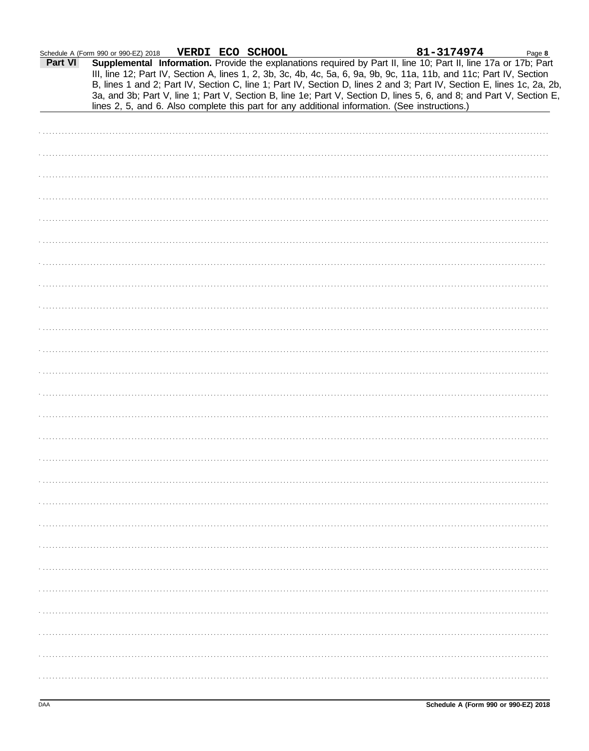Schedule A (Form 990 or 990-EZ) 2018 **VERDI ECO SCHOOL** **81-3174974** Page **8**

**Part VI** **Supplemental Information.** Provide the explanations required by Part II, line 10; Part II, line 17a or 17b; Part III, line 12; Part IV, Section A, lines 1, 2, 3b, 3c, 4b, 4c, 5a, 6, 9a, 9b, 9c, 11a, 11b, and 11c; Part IV, Section B, lines 1 and 2; Part IV, Section C, line 1; Part IV, Section D, lines 2 and 3; Part IV, Section E, lines 1c, 2a, 2b, 3a, and 3b; Part V, line 1; Part V, Section B, line 1e; Part V, Section D, lines 5, 6, and 8; and Part V, Section E, lines 2, 5, and 6. Also complete this part for any additional information. (See instructions.)

DAA **Schedule A (Form 990 or 990-EZ) 2018**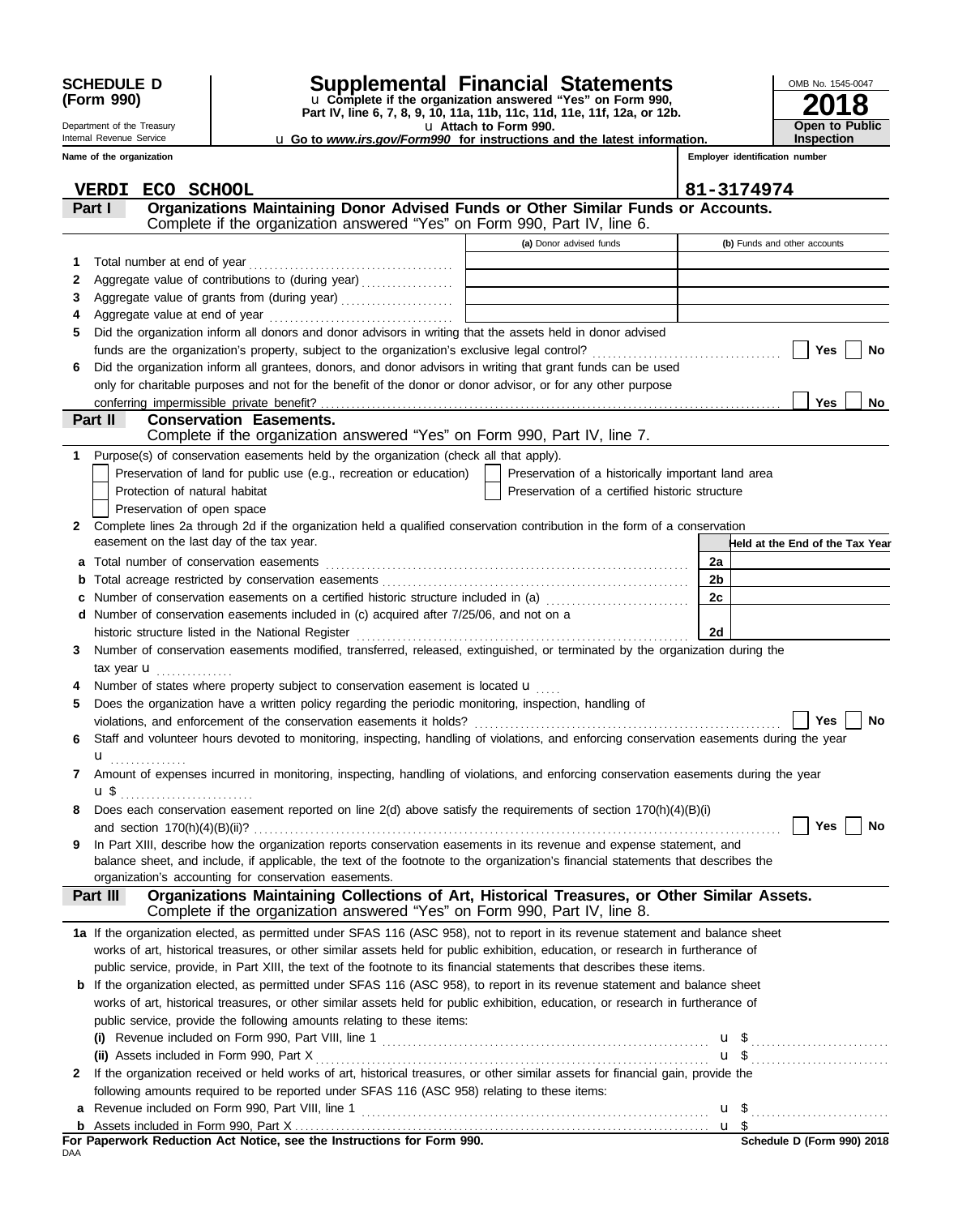**SCHEDULE D (Form 990)**

Department of the Treasury
Internal Revenue Service

# Supplemental Financial Statements

u Complete if the organization answered "Yes" on Form 990, Part IV, line 6, 7, 8, 9, 10, 11a, 11b, 11c, 11d, 11e, 11f, 12a, or 12b.

u Attach to Form 990.

u Go to *www.irs.gov/Form990* for instructions and the latest information.

OMB No. 1545-0047

**2018**

**Open to Public Inspection**

| Name of the organization | Employer identification number |
|---|---|
| VERDI ECO SCHOOL | 81-3174974 |

## Part I — Organizations Maintaining Donor Advised Funds or Other Similar Funds or Accounts.

Complete if the organization answered "Yes" on Form 990, Part IV, line 6.

| | | (a) Donor advised funds | (b) Funds and other accounts |
|---|---|---|---|
| 1 | Total number at end of year | | |
| 2 | Aggregate value of contributions to (during year) | | |
| 3 | Aggregate value of grants from (during year) | | |
| 4 | Aggregate value at end of year | | |

5 Did the organization inform all donors and donor advisors in writing that the assets held in donor advised funds are the organization's property, subject to the organization's exclusive legal control? ☐ Yes ☐ No

6 Did the organization inform all grantees, donors, and donor advisors in writing that grant funds can be used only for charitable purposes and not for the benefit of the donor or donor advisor, or for any other purpose conferring impermissible private benefit? ☐ Yes ☐ No

## Part II — Conservation Easements.

Complete if the organization answered "Yes" on Form 990, Part IV, line 7.

1 Purpose(s) of conservation easements held by the organization (check all that apply).

- ☐ Preservation of land for public use (e.g., recreation or education)
- ☐ Preservation of a historically important land area
- ☐ Protection of natural habitat
- ☐ Preservation of a certified historic structure
- ☐ Preservation of open space

2 Complete lines 2a through 2d if the organization held a qualified conservation contribution in the form of a conservation easement on the last day of the tax year.

| | | | Held at the End of the Tax Year |
|---|---|---|---|
| a | Total number of conservation easements | 2a | |
| b | Total acreage restricted by conservation easements | 2b | |
| c | Number of conservation easements on a certified historic structure included in (a) | 2c | |
| d | Number of conservation easements included in (c) acquired after 7/25/06, and not on a historic structure listed in the National Register | 2d | |

3 Number of conservation easements modified, transferred, released, extinguished, or terminated by the organization during the tax year u

4 Number of states where property subject to conservation easement is located u

5 Does the organization have a written policy regarding the periodic monitoring, inspection, handling of violations, and enforcement of the conservation easements it holds? ☐ Yes ☐ No

6 Staff and volunteer hours devoted to monitoring, inspecting, handling of violations, and enforcing conservation easements during the year u

7 Amount of expenses incurred in monitoring, inspecting, handling of violations, and enforcing conservation easements during the year u $

8 Does each conservation easement reported on line 2(d) above satisfy the requirements of section 170(h)(4)(B)(i) and section 170(h)(4)(B)(ii)? ☐ Yes ☐ No

9 In Part XIII, describe how the organization reports conservation easements in its revenue and expense statement, and balance sheet, and include, if applicable, the text of the footnote to the organization's financial statements that describes the organization's accounting for conservation easements.

## Part III — Organizations Maintaining Collections of Art, Historical Treasures, or Other Similar Assets.

Complete if the organization answered "Yes" on Form 990, Part IV, line 8.

1a If the organization elected, as permitted under SFAS 116 (ASC 958), not to report in its revenue statement and balance sheet works of art, historical treasures, or other similar assets held for public exhibition, education, or research in furtherance of public service, provide, in Part XIII, the text of the footnote to its financial statements that describes these items.

b If the organization elected, as permitted under SFAS 116 (ASC 958), to report in its revenue statement and balance sheet works of art, historical treasures, or other similar assets held for public exhibition, education, or research in furtherance of public service, provide the following amounts relating to these items:

(i) Revenue included on Form 990, Part VIII, line 1 u $

(ii) Assets included in Form 990, Part X u $

2 If the organization received or held works of art, historical treasures, or other similar assets for financial gain, provide the following amounts required to be reported under SFAS 116 (ASC 958) relating to these items:

a Revenue included on Form 990, Part VIII, line 1 u $

b Assets included in Form 990, Part X u $

**For Paperwork Reduction Act Notice, see the Instructions for Form 990.**

**Schedule D (Form 990) 2018**

DAA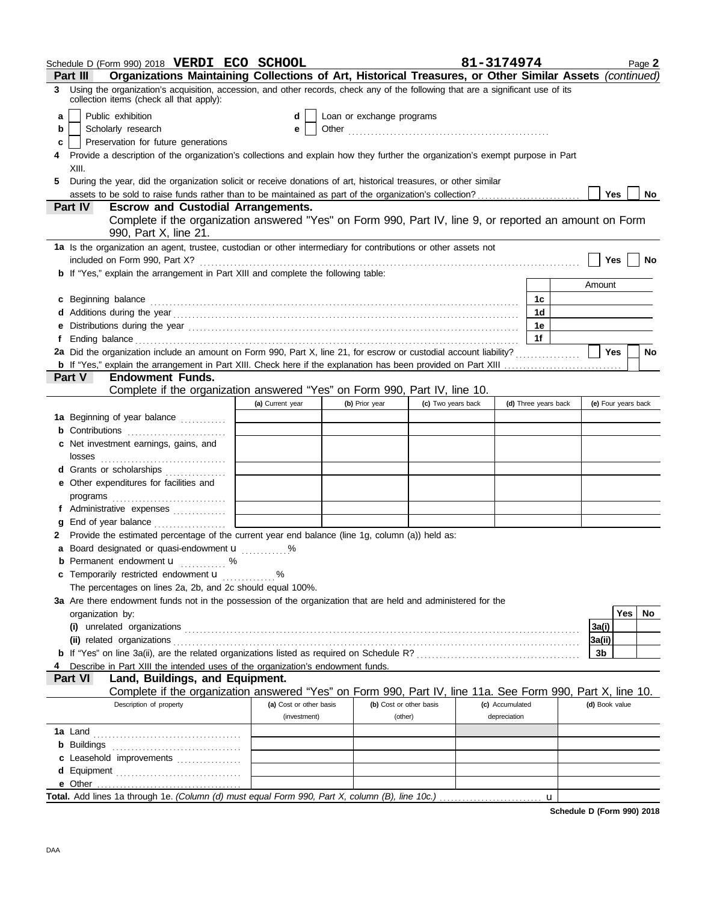Schedule D (Form 990) 2018 **VERDI ECO SCHOOL** **81-3174974** Page **2**

## Part III — Organizations Maintaining Collections of Art, Historical Treasures, or Other Similar Assets *(continued)*

**3** Using the organization's acquisition, accession, and other records, check any of the following that are a significant use of its collection items (check all that apply):

- **a** ☐ Public exhibition
- **b** ☐ Scholarly research
- **c** ☐ Preservation for future generations
- **d** ☐ Loan or exchange programs
- **e** ☐ Other ..........

**4** Provide a description of the organization's collections and explain how they further the organization's exempt purpose in Part XIII.

**5** During the year, did the organization solicit or receive donations of art, historical treasures, or other similar assets to be sold to raise funds rather than to be maintained as part of the organization's collection? ☐ Yes ☐ No

## Part IV — Escrow and Custodial Arrangements.

Complete if the organization answered "Yes" on Form 990, Part IV, line 9, or reported an amount on Form 990, Part X, line 21.

**1a** Is the organization an agent, trustee, custodian or other intermediary for contributions or other assets not included on Form 990, Part X? ☐ Yes ☐ No

**b** If "Yes," explain the arrangement in Part XIII and complete the following table:

| | | Amount |
|---|---|---|
| **c** Beginning balance | 1c | |
| **d** Additions during the year | 1d | |
| **e** Distributions during the year | 1e | |
| **f** Ending balance | 1f | |

**2a** Did the organization include an amount on Form 990, Part X, line 21, for escrow or custodial account liability? ☐ Yes ☐ No

**b** If "Yes," explain the arrangement in Part XIII. Check here if the explanation has been provided on Part XIII ☐

## Part V — Endowment Funds.

Complete if the organization answered "Yes" on Form 990, Part IV, line 10.

| | (a) Current year | (b) Prior year | (c) Two years back | (d) Three years back | (e) Four years back |
|---|---|---|---|---|---|
| **1a** Beginning of year balance | | | | | |
| **b** Contributions | | | | | |
| **c** Net investment earnings, gains, and losses | | | | | |
| **d** Grants or scholarships | | | | | |
| **e** Other expenditures for facilities and programs | | | | | |
| **f** Administrative expenses | | | | | |
| **g** End of year balance | | | | | |

**2** Provide the estimated percentage of the current year end balance (line 1g, column (a)) held as:

- **a** Board designated or quasi-endowment u ..........%
- **b** Permanent endowment u .......... %
- **c** Temporarily restricted endowment u ..........%

The percentages on lines 2a, 2b, and 2c should equal 100%.

**3a** Are there endowment funds not in the possession of the organization that are held and administered for the organization by:

| | | Yes | No |
|---|---|---|---|
| **(i)** unrelated organizations | 3a(i) | | |
| **(ii)** related organizations | 3a(ii) | | |
| **b** If "Yes" on line 3a(ii), are the related organizations listed as required on Schedule R? | 3b | | |

**4** Describe in Part XIII the intended uses of the organization's endowment funds.

## Part VI — Land, Buildings, and Equipment.

Complete if the organization answered "Yes" on Form 990, Part IV, line 11a. See Form 990, Part X, line 10.

| Description of property | (a) Cost or other basis (investment) | (b) Cost or other basis (other) | (c) Accumulated depreciation | (d) Book value |
|---|---|---|---|---|
| **1a** Land | | | | |
| **b** Buildings | | | | |
| **c** Leasehold improvements | | | | |
| **d** Equipment | | | | |
| **e** Other | | | | |

**Total.** Add lines 1a through 1e. *(Column (d) must equal Form 990, Part X, column (B), line 10c.)* u

**Schedule D (Form 990) 2018**

DAA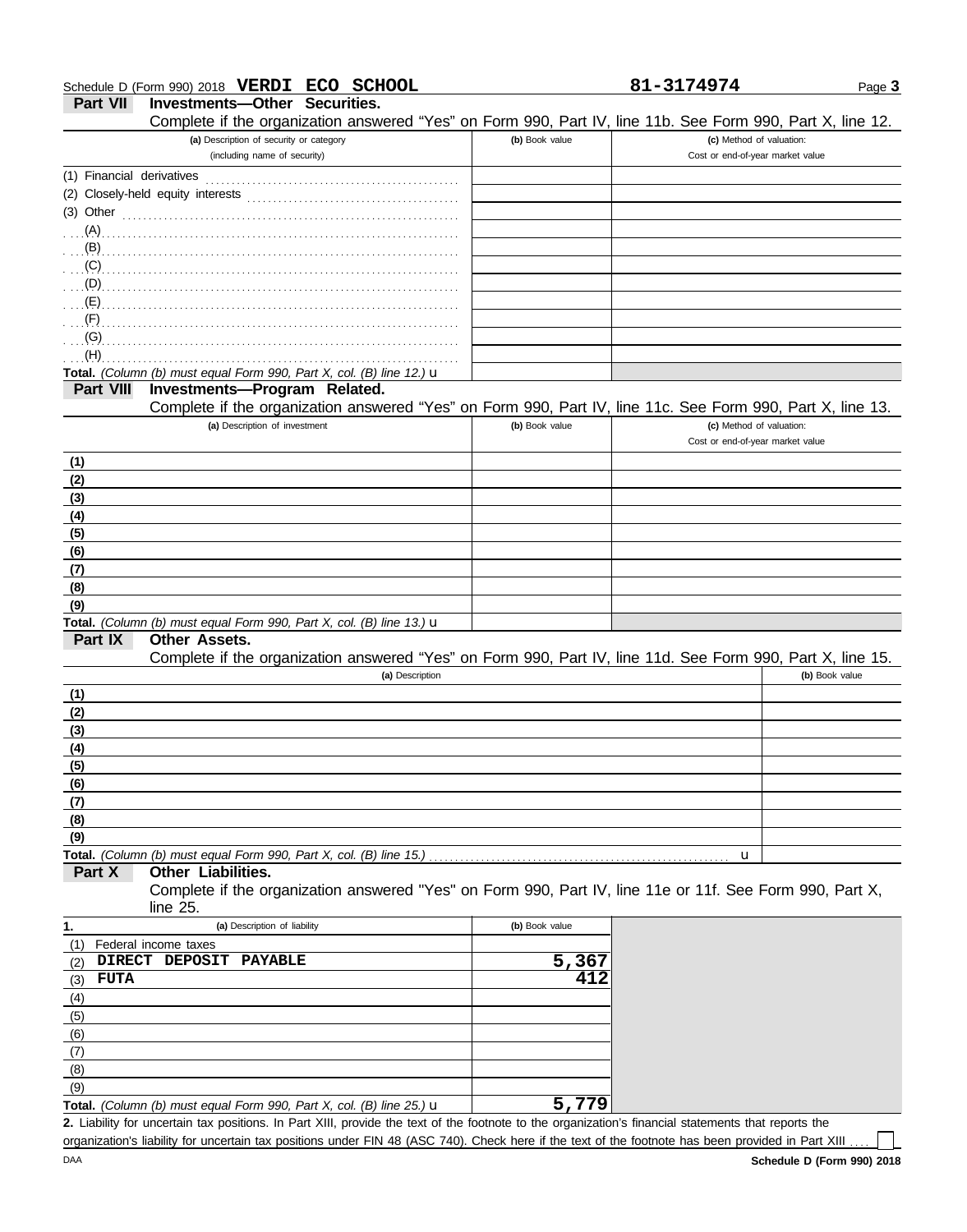Schedule D (Form 990) 2018 **VERDI ECO SCHOOL** **81-3174974** Page **3**

## Part VII Investments—Other Securities.

Complete if the organization answered "Yes" on Form 990, Part IV, line 11b. See Form 990, Part X, line 12.

| (a) Description of security or category (including name of security) | (b) Book value | (c) Method of valuation: Cost or end-of-year market value |
|---|---|---|
| (1) Financial derivatives | | |
| (2) Closely-held equity interests | | |
| (3) Other | | |
| (A) | | |
| (B) | | |
| (C) | | |
| (D) | | |
| (E) | | |
| (F) | | |
| (G) | | |
| (H) | | |
| **Total.** *(Column (b) must equal Form 990, Part X, col. (B) line 12.)* u | | |

## Part VIII Investments—Program Related.

Complete if the organization answered "Yes" on Form 990, Part IV, line 11c. See Form 990, Part X, line 13.

| (a) Description of investment | (b) Book value | (c) Method of valuation: Cost or end-of-year market value |
|---|---|---|
| (1) | | |
| (2) | | |
| (3) | | |
| (4) | | |
| (5) | | |
| (6) | | |
| (7) | | |
| (8) | | |
| (9) | | |
| **Total.** *(Column (b) must equal Form 990, Part X, col. (B) line 13.)* u | | |

## Part IX Other Assets.

Complete if the organization answered "Yes" on Form 990, Part IV, line 11d. See Form 990, Part X, line 15.

| (a) Description | (b) Book value |
|---|---|
| (1) | |
| (2) | |
| (3) | |
| (4) | |
| (5) | |
| (6) | |
| (7) | |
| (8) | |
| (9) | |
| **Total.** *(Column (b) must equal Form 990, Part X, col. (B) line 15.)* u | |

## Part X Other Liabilities.

Complete if the organization answered "Yes" on Form 990, Part IV, line 11e or 11f. See Form 990, Part X, line 25.

| 1. (a) Description of liability | (b) Book value |
|---|---|
| (1) Federal income taxes | |
| (2) **DIRECT DEPOSIT PAYABLE** | **5,367** |
| (3) **FUTA** | **412** |
| (4) | |
| (5) | |
| (6) | |
| (7) | |
| (8) | |
| (9) | |
| **Total.** *(Column (b) must equal Form 990, Part X, col. (B) line 25.)* u | **5,779** |

**2.** Liability for uncertain tax positions. In Part XIII, provide the text of the footnote to the organization's financial statements that reports the organization's liability for uncertain tax positions under FIN 48 (ASC 740). Check here if the text of the footnote has been provided in Part XIII ☐

DAA **Schedule D (Form 990) 2018**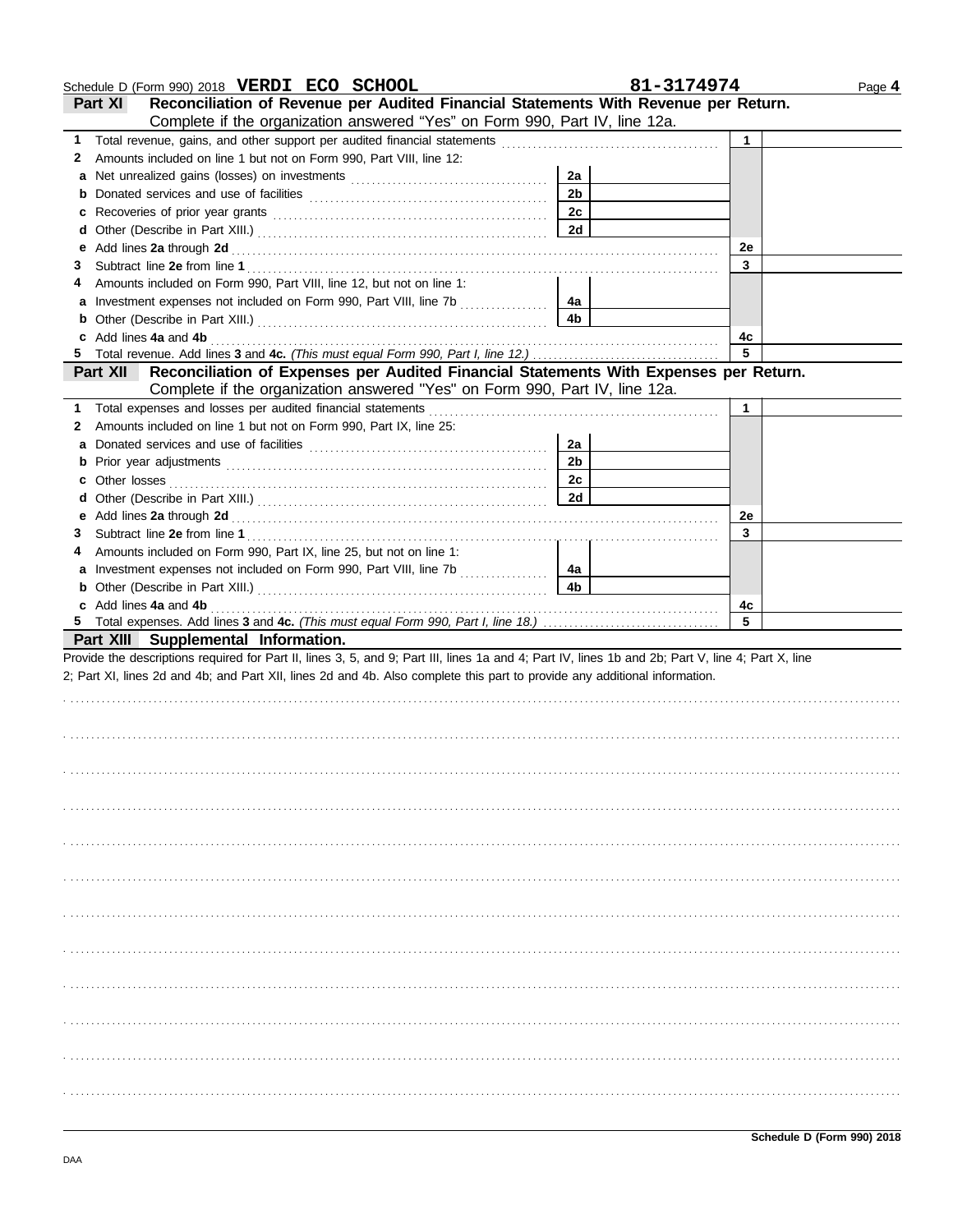Schedule D (Form 990) 2018 **VERDI ECO SCHOOL** **81-3174974** Page **4**

**Part XI** **Reconciliation of Revenue per Audited Financial Statements With Revenue per Return.** Complete if the organization answered "Yes" on Form 990, Part IV, line 12a.

| | | | | | |
|---|---|---|---|---|---|
| **1** | Total revenue, gains, and other support per audited financial statements | | | **1** | |
| **2** | Amounts included on line 1 but not on Form 990, Part VIII, line 12: | | | | |
| **a** | Net unrealized gains (losses) on investments | **2a** | | | |
| **b** | Donated services and use of facilities | **2b** | | | |
| **c** | Recoveries of prior year grants | **2c** | | | |
| **d** | Other (Describe in Part XIII.) | **2d** | | | |
| **e** | Add lines **2a** through **2d** | | | **2e** | |
| **3** | Subtract line **2e** from line **1** | | | **3** | |
| **4** | Amounts included on Form 990, Part VIII, line 12, but not on line 1: | | | | |
| **a** | Investment expenses not included on Form 990, Part VIII, line 7b | **4a** | | | |
| **b** | Other (Describe in Part XIII.) | **4b** | | | |
| **c** | Add lines **4a** and **4b** | | | **4c** | |
| **5** | Total revenue. Add lines **3** and **4c.** *(This must equal Form 990, Part I, line 12.)* | | | **5** | |

**Part XII** **Reconciliation of Expenses per Audited Financial Statements With Expenses per Return.** Complete if the organization answered "Yes" on Form 990, Part IV, line 12a.

| | | | | | |
|---|---|---|---|---|---|
| **1** | Total expenses and losses per audited financial statements | | | **1** | |
| **2** | Amounts included on line 1 but not on Form 990, Part IX, line 25: | | | | |
| **a** | Donated services and use of facilities | **2a** | | | |
| **b** | Prior year adjustments | **2b** | | | |
| **c** | Other losses | **2c** | | | |
| **d** | Other (Describe in Part XIII.) | **2d** | | | |
| **e** | Add lines **2a** through **2d** | | | **2e** | |
| **3** | Subtract line **2e** from line **1** | | | **3** | |
| **4** | Amounts included on Form 990, Part IX, line 25, but not on line 1: | | | | |
| **a** | Investment expenses not included on Form 990, Part VIII, line 7b | **4a** | | | |
| **b** | Other (Describe in Part XIII.) | **4b** | | | |
| **c** | Add lines **4a** and **4b** | | | **4c** | |
| **5** | Total expenses. Add lines **3** and **4c.** *(This must equal Form 990, Part I, line 18.)* | | | **5** | |

**Part XIII** **Supplemental Information.**

Provide the descriptions required for Part II, lines 3, 5, and 9; Part III, lines 1a and 4; Part IV, lines 1b and 2b; Part V, line 4; Part X, line 2; Part XI, lines 2d and 4b; and Part XII, lines 2d and 4b. Also complete this part to provide any additional information.

DAA **Schedule D (Form 990) 2018**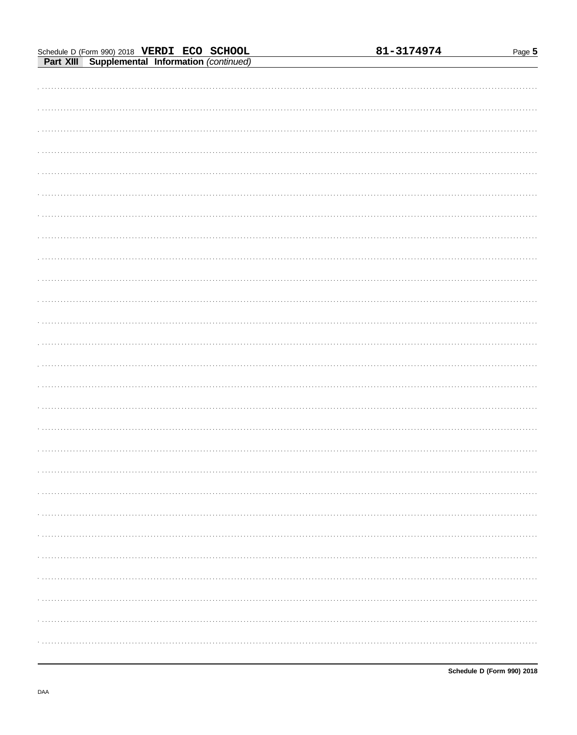Schedule D (Form 990) 2018 **VERDI ECO SCHOOL** 81-3174974

## Part XIII Supplemental Information *(continued)*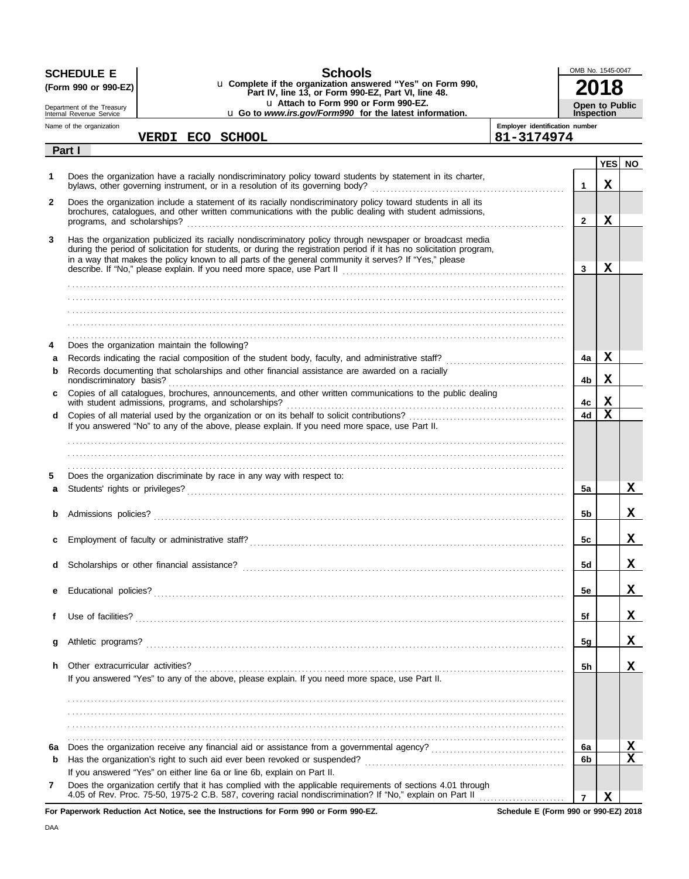**SCHEDULE E**
**(Form 990 or 990-EZ)**

Department of the Treasury
Internal Revenue Service

# Schools

u **Complete if the organization answered "Yes" on Form 990, Part IV, line 13, or Form 990-EZ, Part VI, line 48.**
u **Attach to Form 990 or Form 990-EZ.**
u **Go to *www.irs.gov/Form990* for the latest information.**

OMB No. 1545-0047

**2018**

**Open to Public Inspection**

Name of the organization: **VERDI ECO SCHOOL**

Employer identification number: **81-3174974**

**Part I**

| | | | YES | NO |
|---|---|---|---|---|
| **1** | Does the organization have a racially nondiscriminatory policy toward students by statement in its charter, bylaws, other governing instrument, or in a resolution of its governing body? | **1** | X | |
| **2** | Does the organization include a statement of its racially nondiscriminatory policy toward students in all its brochures, catalogues, and other written communications with the public dealing with student admissions, programs, and scholarships? | **2** | X | |
| **3** | Has the organization publicized its racially nondiscriminatory policy through newspaper or broadcast media during the period of solicitation for students, or during the registration period if it has no solicitation program, in a way that makes the policy known to all parts of the general community it serves? If "Yes," please describe. If "No," please explain. If you need more space, use Part II | **3** | X | |
| **4** | Does the organization maintain the following? | | | |
| **a** | Records indicating the racial composition of the student body, faculty, and administrative staff? | **4a** | X | |
| **b** | Records documenting that scholarships and other financial assistance are awarded on a racially nondiscriminatory basis? | **4b** | X | |
| **c** | Copies of all catalogues, brochures, announcements, and other written communications to the public dealing with student admissions, programs, and scholarships? | **4c** | X | |
| **d** | Copies of all material used by the organization or on its behalf to solicit contributions? | **4d** | X | |
| | If you answered "No" to any of the above, please explain. If you need more space, use Part II. | | | |
| **5** | Does the organization discriminate by race in any way with respect to: | | | |
| **a** | Students' rights or privileges? | **5a** | | X |
| **b** | Admissions policies? | **5b** | | X |
| **c** | Employment of faculty or administrative staff? | **5c** | | X |
| **d** | Scholarships or other financial assistance? | **5d** | | X |
| **e** | Educational policies? | **5e** | | X |
| **f** | Use of facilities? | **5f** | | X |
| **g** | Athletic programs? | **5g** | | X |
| **h** | Other extracurricular activities? | **5h** | | X |
| | If you answered "Yes" to any of the above, please explain. If you need more space, use Part II. | | | |
| **6a** | Does the organization receive any financial aid or assistance from a governmental agency? | **6a** | | X |
| **b** | Has the organization's right to such aid ever been revoked or suspended? | **6b** | | X |
| | If you answered "Yes" on either line 6a or line 6b, explain on Part II. | | | |
| **7** | Does the organization certify that it has complied with the applicable requirements of sections 4.01 through 4.05 of Rev. Proc. 75-50, 1975-2 C.B. 587, covering racial nondiscrimination? If "No," explain on Part II | **7** | X | |

**For Paperwork Reduction Act Notice, see the Instructions for Form 990 or Form 990-EZ.** **Schedule E (Form 990 or 990-EZ) 2018**

DAA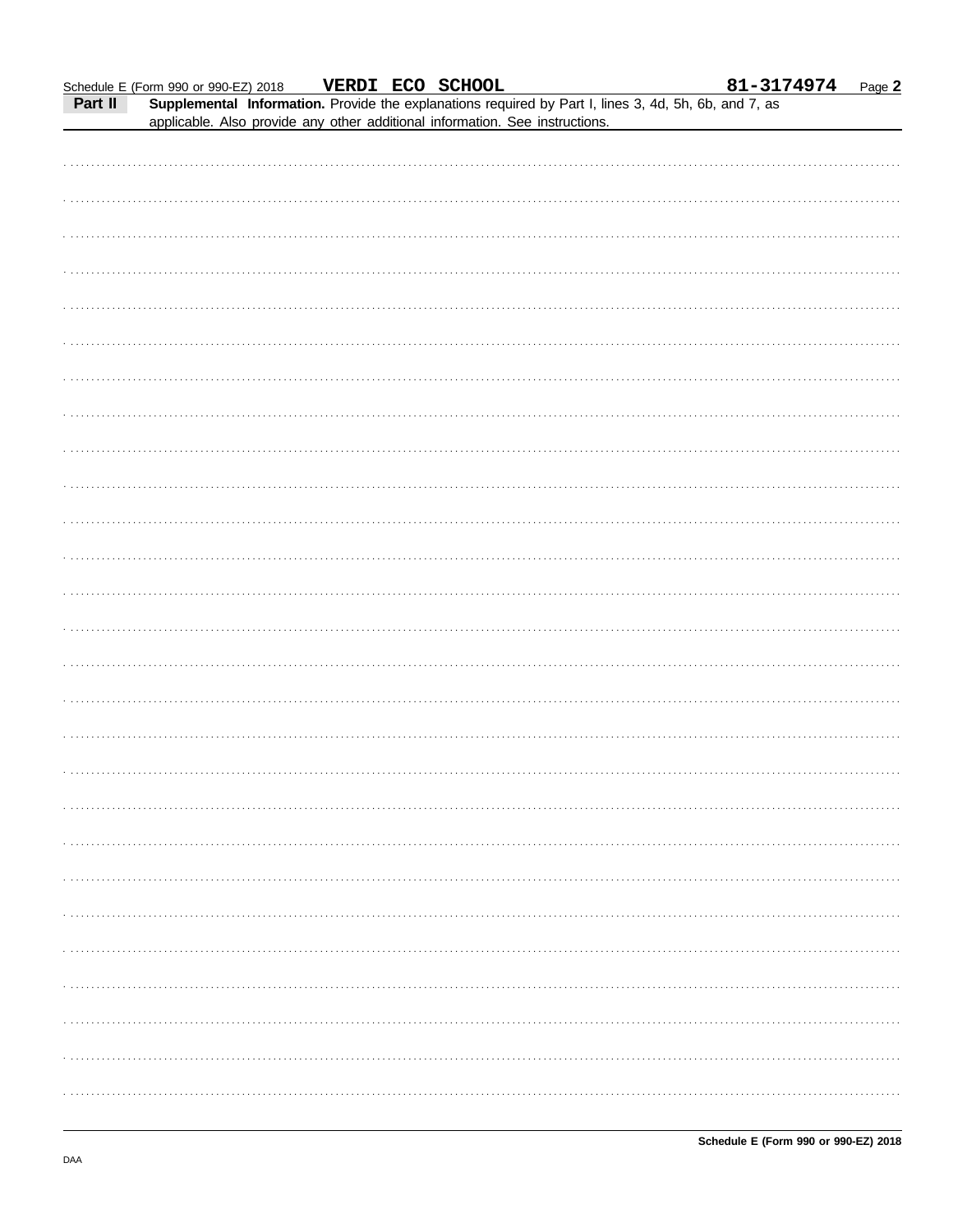Schedule E (Form 990 or 990-EZ) 2018 **VERDI ECO SCHOOL** **81-3174974** Page **2**

**Part II** **Supplemental Information.** Provide the explanations required by Part I, lines 3, 4d, 5h, 6b, and 7, as applicable. Also provide any other additional information. See instructions.

**Schedule E (Form 990 or 990-EZ) 2018**

DAA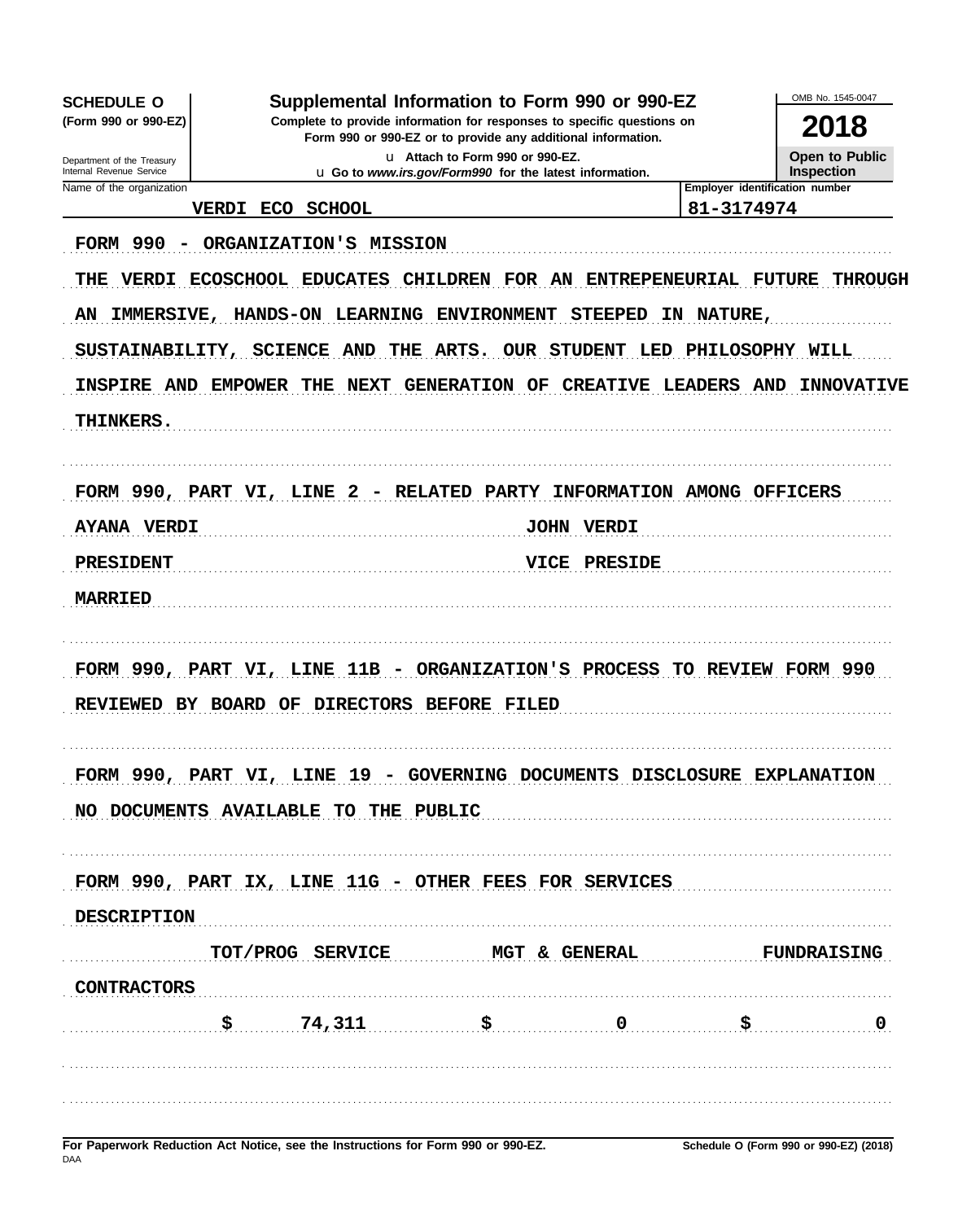**SCHEDULE O**
**(Form 990 or 990-EZ)**

Department of the Treasury
Internal Revenue Service

# Supplemental Information to Form 990 or 990-EZ

**Complete to provide information for responses to specific questions on Form 990 or 990-EZ or to provide any additional information.**

u Attach to Form 990 or 990-EZ.
u Go to *www.irs.gov/Form990* for the latest information.

OMB No. 1545-0047

**2018**

**Open to Public Inspection**

Name of the organization: VERDI ECO SCHOOL

Employer identification number: 81-3174974

FORM 990 - ORGANIZATION'S MISSION

THE VERDI ECOSCHOOL EDUCATES CHILDREN FOR AN ENTREPENEURIAL FUTURE THROUGH AN IMMERSIVE, HANDS-ON LEARNING ENVIRONMENT STEEPED IN NATURE, SUSTAINABILITY, SCIENCE AND THE ARTS. OUR STUDENT LED PHILOSOPHY WILL INSPIRE AND EMPOWER THE NEXT GENERATION OF CREATIVE LEADERS AND INNOVATIVE THINKERS.

FORM 990, PART VI, LINE 2 - RELATED PARTY INFORMATION AMONG OFFICERS

| | |
|---|---|
| AYANA VERDI | JOHN VERDI |
| PRESIDENT | VICE PRESIDE |
| MARRIED | |

FORM 990, PART VI, LINE 11B - ORGANIZATION'S PROCESS TO REVIEW FORM 990

REVIEWED BY BOARD OF DIRECTORS BEFORE FILED

FORM 990, PART VI, LINE 19 - GOVERNING DOCUMENTS DISCLOSURE EXPLANATION

NO DOCUMENTS AVAILABLE TO THE PUBLIC

FORM 990, PART IX, LINE 11G - OTHER FEES FOR SERVICES

| DESCRIPTION | TOT/PROG SERVICE | MGT & GENERAL | FUNDRAISING |
|---|---|---|---|
| CONTRACTORS | $ 74,311 | $ 0 | $ 0 |

**For Paperwork Reduction Act Notice, see the Instructions for Form 990 or 990-EZ.** | **Schedule O (Form 990 or 990-EZ) (2018)**

DAA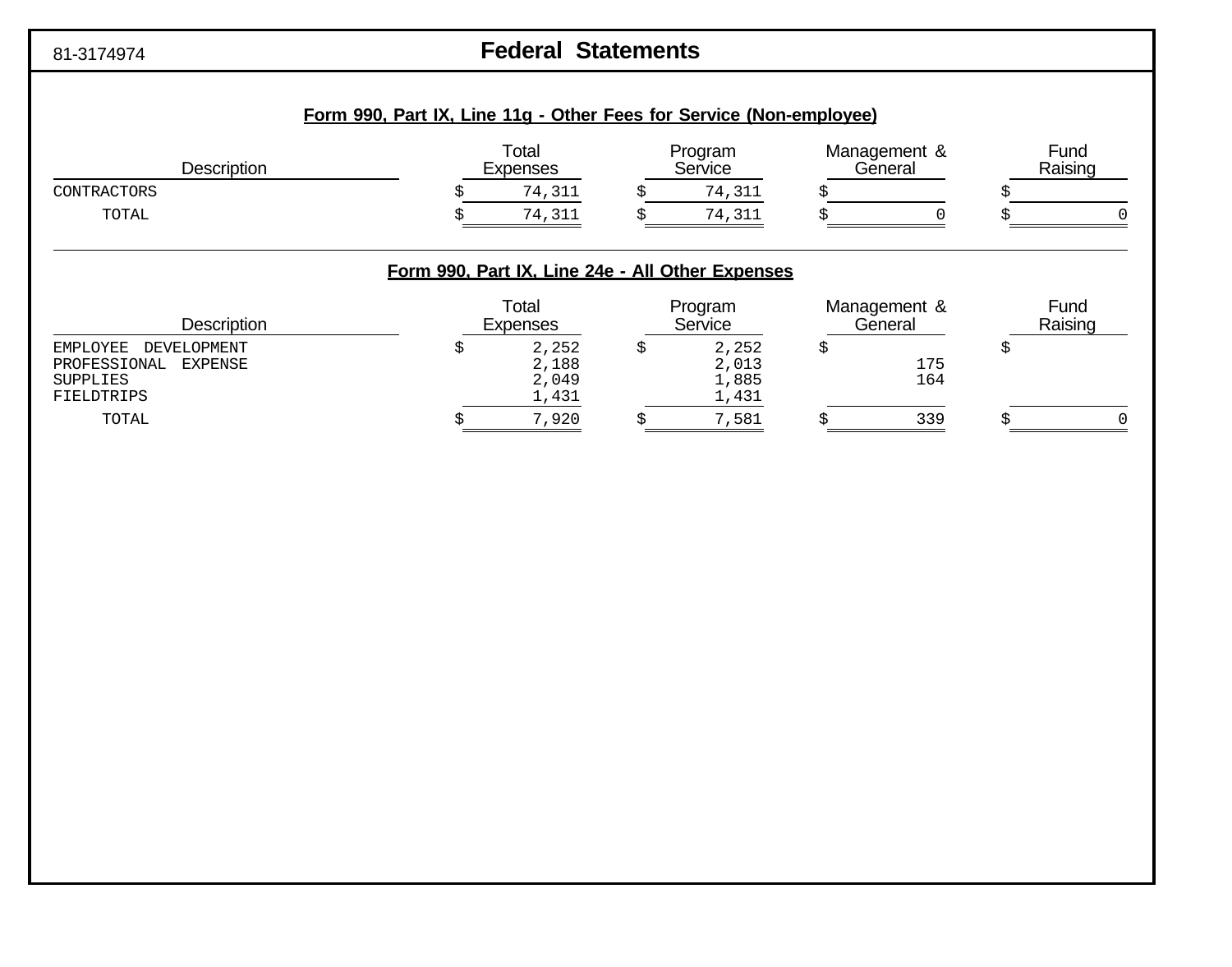81-3174974

# Federal Statements

## Form 990, Part IX, Line 11g - Other Fees for Service (Non-employee)

| Description | Total Expenses | Program Service | Management & General | Fund Raising |
|---|---|---|---|---|
| CONTRACTORS | $ 74,311 | $ 74,311 | $ | $ |
| TOTAL | $ 74,311 | $ 74,311 | $ 0 | $ 0 |

## Form 990, Part IX, Line 24e - All Other Expenses

| Description | Total Expenses | Program Service | Management & General | Fund Raising |
|---|---|---|---|---|
| EMPLOYEE DEVELOPMENT | $ 2,252 | $ 2,252 | $ | $ |
| PROFESSIONAL EXPENSE | 2,188 | 2,013 | 175 | |
| SUPPLIES | 2,049 | 1,885 | 164 | |
| FIELDTRIPS | 1,431 | 1,431 | | |
| TOTAL | $ 7,920 | $ 7,581 | $ 339 | $ 0 |